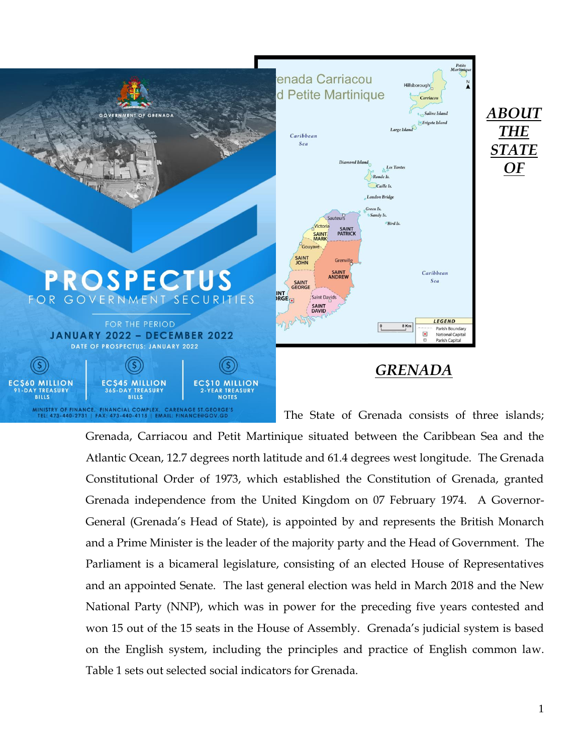# *ABOUT THE STATE OF GRENADA*

The State of Grenada consists of three islands; Grenada, Carriacou and Petit Martinique situated between the Caribbean Sea and the Atlantic Ocean, 12.7 degrees north latitude and 61.4 degrees west longitude. The Grenada Constitutional Order of 1973, which established the Constitution of Grenada, granted Grenada independence from the United Kingdom on 07 February 1974. A Governor-General (Grenada's Head of State), is appointed by and represents the British Monarch and a Prime Minister is the leader of the majority party and the Head of Government. The Parliament is a bicameral legislature, consisting of an elected House of Representatives and an appointed Senate. The last general election was held in March 2018 and the New National Party (NNP), which was in power for the preceding five years contested and won 15 out of the 15 seats in the House of Assembly. Grenada's judicial system is based on the English system, including the principles and practice of English common law. Table 1 sets out selected social indicators for Grenada.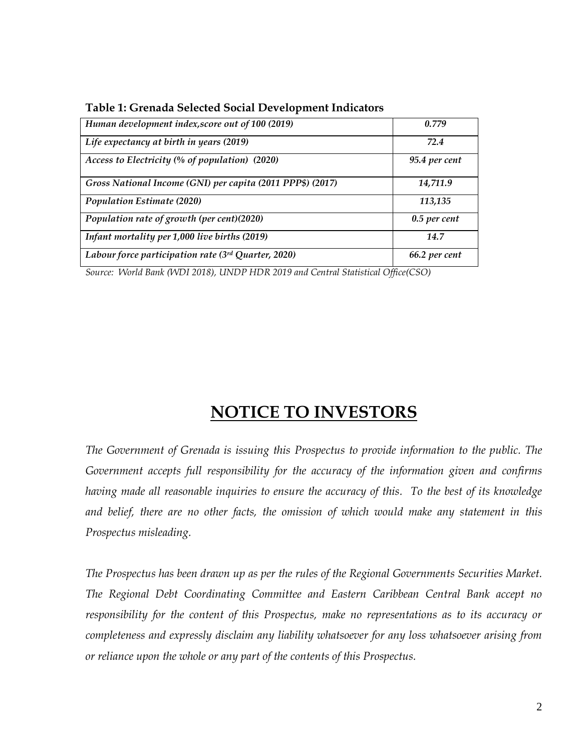**Table 1: Grenada Selected Social Development Indicators**

| | |
|---|---|
| *Human development index,score out of 100 (2019)* | *0.779* |
| *Life expectancy at birth in years (2019)* | *72.4* |
| *Access to Electricity (% of population) (2020)* | *95.4 per cent* |
| *Gross National Income (GNI) per capita (2011 PPP$) (2017)* | *14,711.9* |
| *Population Estimate (2020)* | *113,135* |
| *Population rate of growth (per cent)(2020)* | *0.5 per cent* |
| *Infant mortality per 1,000 live births (2019)* | *14.7* |
| *Labour force participation rate (3rd Quarter, 2020)* | *66.2 per cent* |

*Source: World Bank (WDI 2018), UNDP HDR 2019 and Central Statistical Office(CSO)*

# NOTICE TO INVESTORS

*The Government of Grenada is issuing this Prospectus to provide information to the public. The Government accepts full responsibility for the accuracy of the information given and confirms having made all reasonable inquiries to ensure the accuracy of this. To the best of its knowledge and belief, there are no other facts, the omission of which would make any statement in this Prospectus misleading.*

*The Prospectus has been drawn up as per the rules of the Regional Governments Securities Market. The Regional Debt Coordinating Committee and Eastern Caribbean Central Bank accept no responsibility for the content of this Prospectus, make no representations as to its accuracy or completeness and expressly disclaim any liability whatsoever for any loss whatsoever arising from or reliance upon the whole or any part of the contents of this Prospectus.*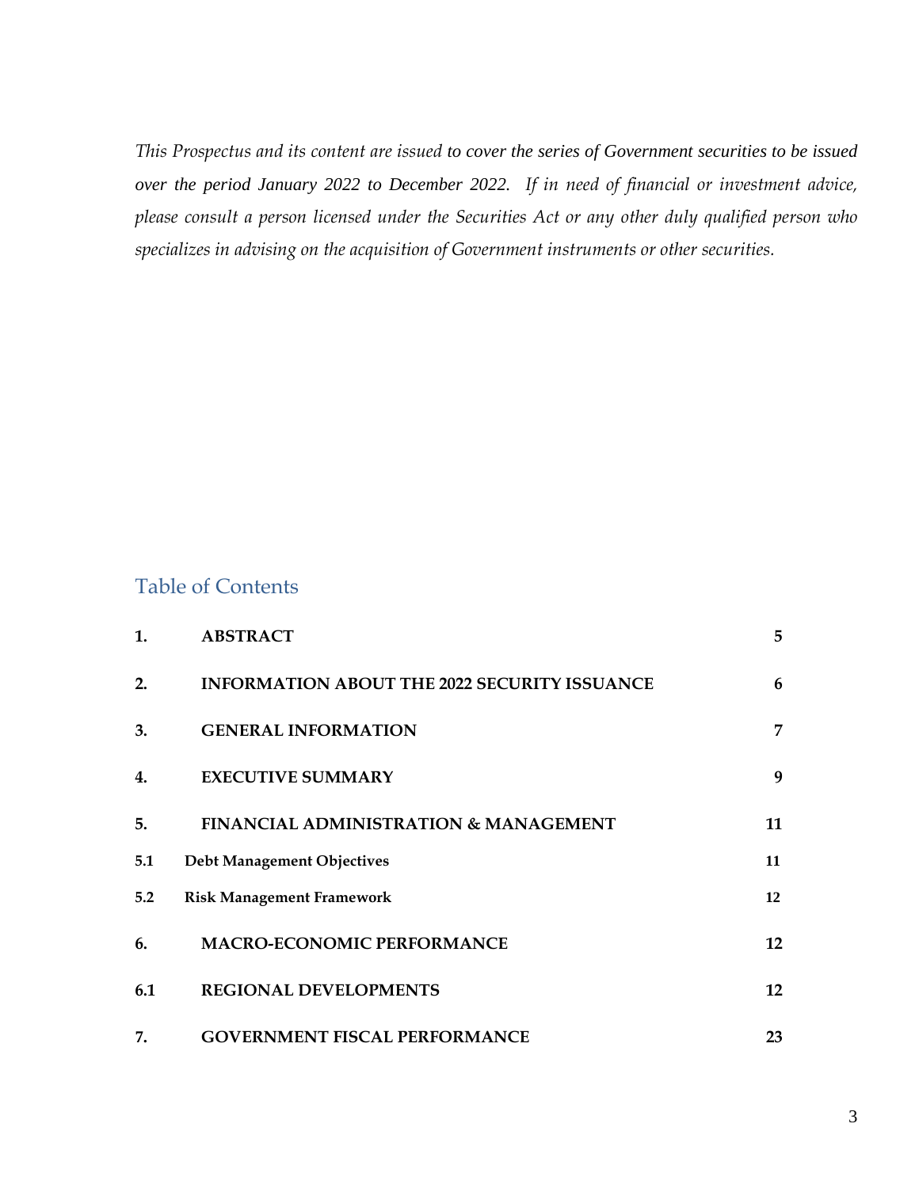*This Prospectus and its content are issued to cover the series of Government securities to be issued over the period January 2022 to December 2022. If in need of financial or investment advice, please consult a person licensed under the Securities Act or any other duly qualified person who specializes in advising on the acquisition of Government instruments or other securities.*

## Table of Contents

| | | |
|---|---|---|
| **1.** | **ABSTRACT** | **5** |
| **2.** | **INFORMATION ABOUT THE 2022 SECURITY ISSUANCE** | **6** |
| **3.** | **GENERAL INFORMATION** | **7** |
| **4.** | **EXECUTIVE SUMMARY** | **9** |
| **5.** | **FINANCIAL ADMINISTRATION & MANAGEMENT** | **11** |
| **5.1** | **Debt Management Objectives** | **11** |
| **5.2** | **Risk Management Framework** | **12** |
| **6.** | **MACRO-ECONOMIC PERFORMANCE** | **12** |
| **6.1** | **REGIONAL DEVELOPMENTS** | **12** |
| **7.** | **GOVERNMENT FISCAL PERFORMANCE** | **23** |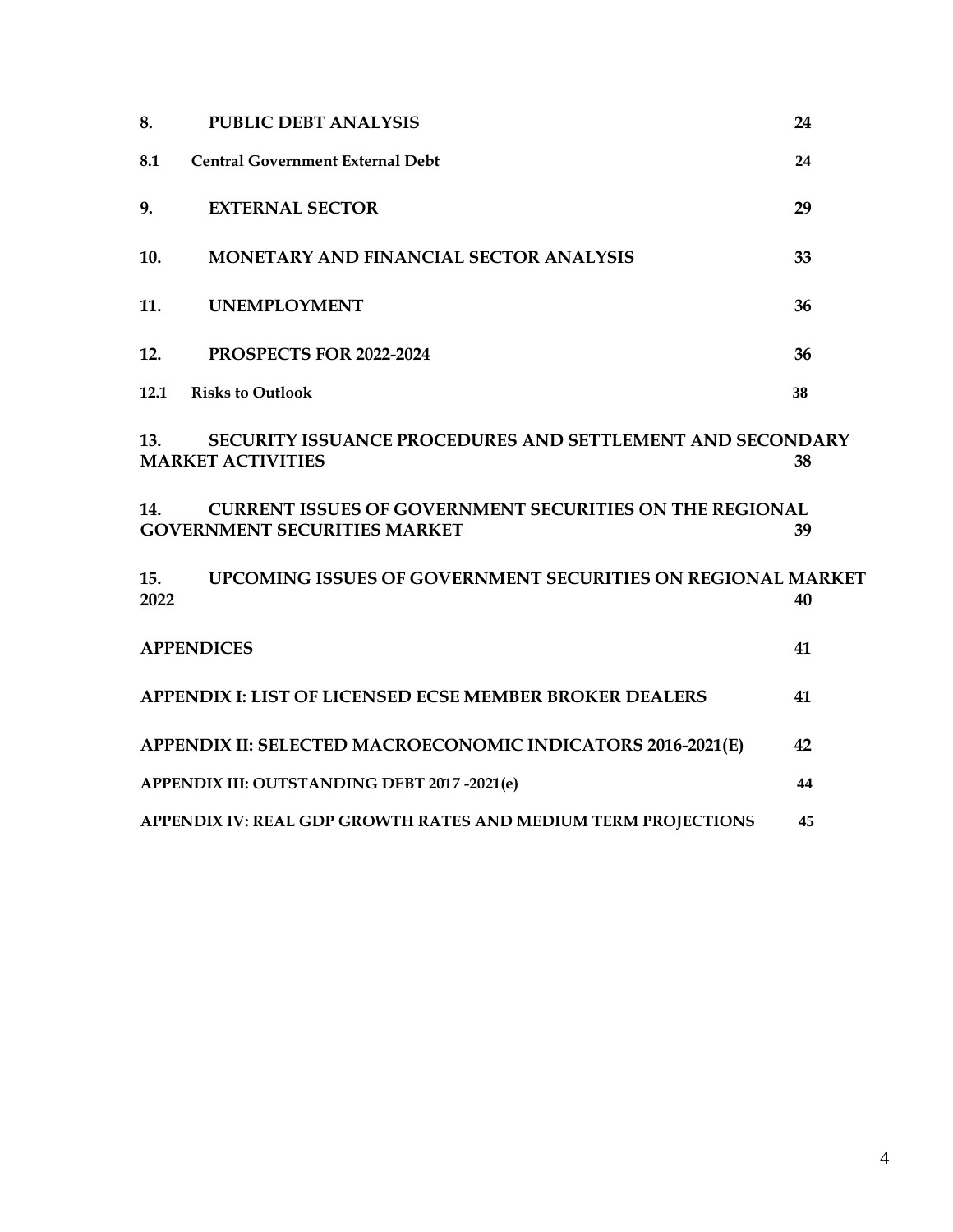| | | |
|---|---|---|
| **8.** | **PUBLIC DEBT ANALYSIS** | **24** |
| **8.1** | **Central Government External Debt** | **24** |
| **9.** | **EXTERNAL SECTOR** | **29** |
| **10.** | **MONETARY AND FINANCIAL SECTOR ANALYSIS** | **33** |
| **11.** | **UNEMPLOYMENT** | **36** |
| **12.** | **PROSPECTS FOR 2022-2024** | **36** |
| **12.1** | **Risks to Outlook** | **38** |
| **13.** | **SECURITY ISSUANCE PROCEDURES AND SETTLEMENT AND SECONDARY MARKET ACTIVITIES** | **38** |
| **14.** | **CURRENT ISSUES OF GOVERNMENT SECURITIES ON THE REGIONAL GOVERNMENT SECURITIES MARKET** | **39** |
| **15.** | **UPCOMING ISSUES OF GOVERNMENT SECURITIES ON REGIONAL MARKET 2022** | **40** |
| | **APPENDICES** | **41** |
| | **APPENDIX I: LIST OF LICENSED ECSE MEMBER BROKER DEALERS** | **41** |
| | **APPENDIX II: SELECTED MACROECONOMIC INDICATORS 2016-2021(E)** | **42** |
| | **APPENDIX III: OUTSTANDING DEBT 2017 -2021(e)** | **44** |
| | **APPENDIX IV: REAL GDP GROWTH RATES AND MEDIUM TERM PROJECTIONS** | **45** |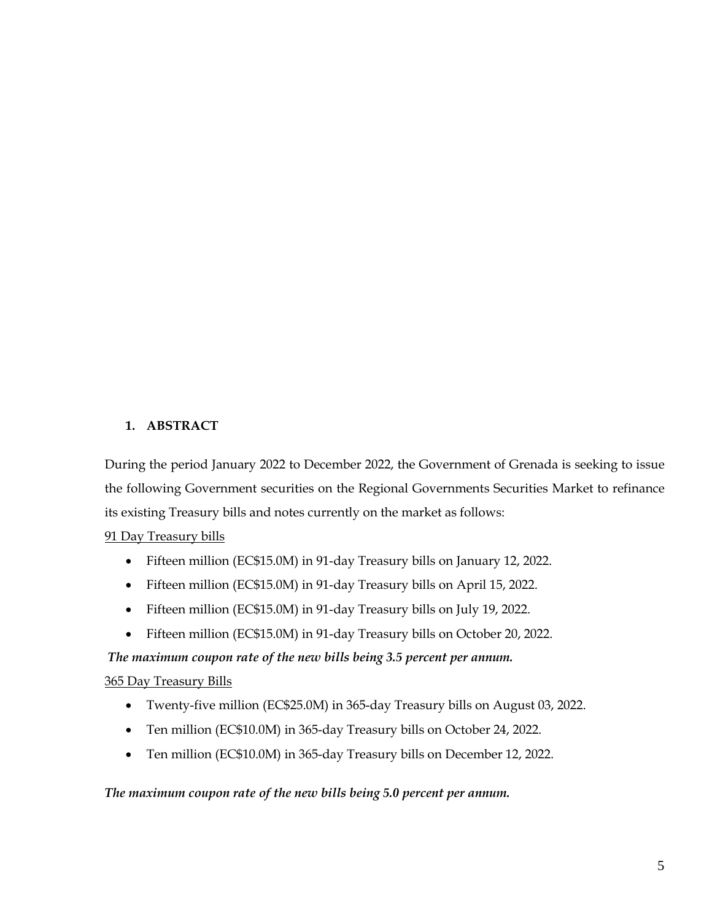## 1. ABSTRACT

During the period January 2022 to December 2022, the Government of Grenada is seeking to issue the following Government securities on the Regional Governments Securities Market to refinance its existing Treasury bills and notes currently on the market as follows:

<u>91 Day Treasury bills</u>

- Fifteen million (EC$15.0M) in 91-day Treasury bills on January 12, 2022.
- Fifteen million (EC$15.0M) in 91-day Treasury bills on April 15, 2022.
- Fifteen million (EC$15.0M) in 91-day Treasury bills on July 19, 2022.
- Fifteen million (EC$15.0M) in 91-day Treasury bills on October 20, 2022.

***The maximum coupon rate of the new bills being 3.5 percent per annum.***

<u>365 Day Treasury Bills</u>

- Twenty-five million (EC$25.0M) in 365-day Treasury bills on August 03, 2022.
- Ten million (EC$10.0M) in 365-day Treasury bills on October 24, 2022.
- Ten million (EC$10.0M) in 365-day Treasury bills on December 12, 2022.

***The maximum coupon rate of the new bills being 5.0 percent per annum.***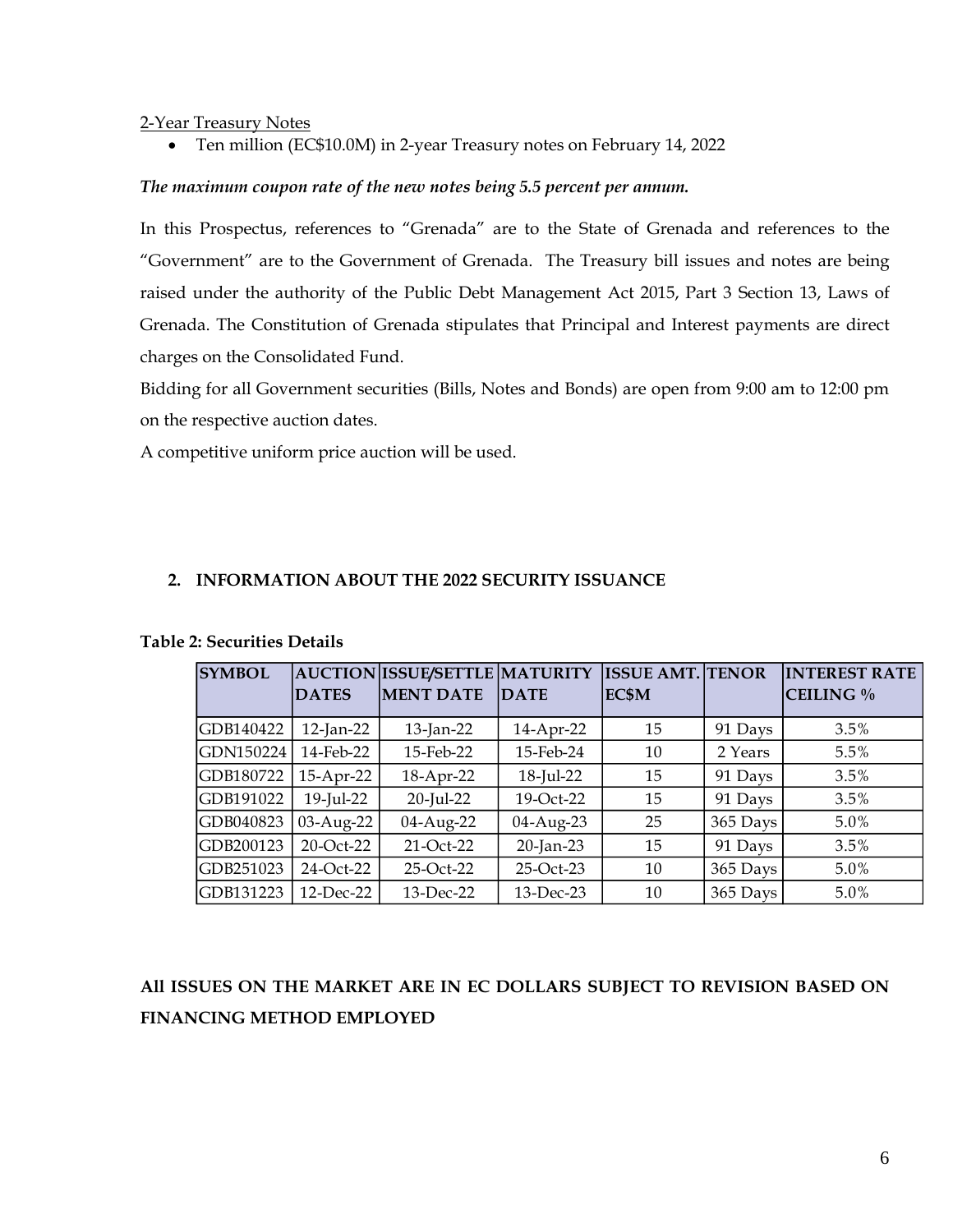2-Year Treasury Notes

- Ten million (EC$10.0M) in 2-year Treasury notes on February 14, 2022

***The maximum coupon rate of the new notes being 5.5 percent per annum.***

In this Prospectus, references to "Grenada" are to the State of Grenada and references to the "Government" are to the Government of Grenada. The Treasury bill issues and notes are being raised under the authority of the Public Debt Management Act 2015, Part 3 Section 13, Laws of Grenada. The Constitution of Grenada stipulates that Principal and Interest payments are direct charges on the Consolidated Fund.

Bidding for all Government securities (Bills, Notes and Bonds) are open from 9:00 am to 12:00 pm on the respective auction dates.

A competitive uniform price auction will be used.

## 2. INFORMATION ABOUT THE 2022 SECURITY ISSUANCE

**Table 2: Securities Details**

| SYMBOL | AUCTION DATES | ISSUE/SETTLEMENT DATE | MATURITY DATE | ISSUE AMT. EC$M | TENOR | INTEREST RATE CEILING % |
|---|---|---|---|---|---|---|
| GDB140422 | 12-Jan-22 | 13-Jan-22 | 14-Apr-22 | 15 | 91 Days | 3.5% |
| GDN150224 | 14-Feb-22 | 15-Feb-22 | 15-Feb-24 | 10 | 2 Years | 5.5% |
| GDB180722 | 15-Apr-22 | 18-Apr-22 | 18-Jul-22 | 15 | 91 Days | 3.5% |
| GDB191022 | 19-Jul-22 | 20-Jul-22 | 19-Oct-22 | 15 | 91 Days | 3.5% |
| GDB040823 | 03-Aug-22 | 04-Aug-22 | 04-Aug-23 | 25 | 365 Days | 5.0% |
| GDB200123 | 20-Oct-22 | 21-Oct-22 | 20-Jan-23 | 15 | 91 Days | 3.5% |
| GDB251023 | 24-Oct-22 | 25-Oct-22 | 25-Oct-23 | 10 | 365 Days | 5.0% |
| GDB131223 | 12-Dec-22 | 13-Dec-22 | 13-Dec-23 | 10 | 365 Days | 5.0% |

**All ISSUES ON THE MARKET ARE IN EC DOLLARS SUBJECT TO REVISION BASED ON FINANCING METHOD EMPLOYED**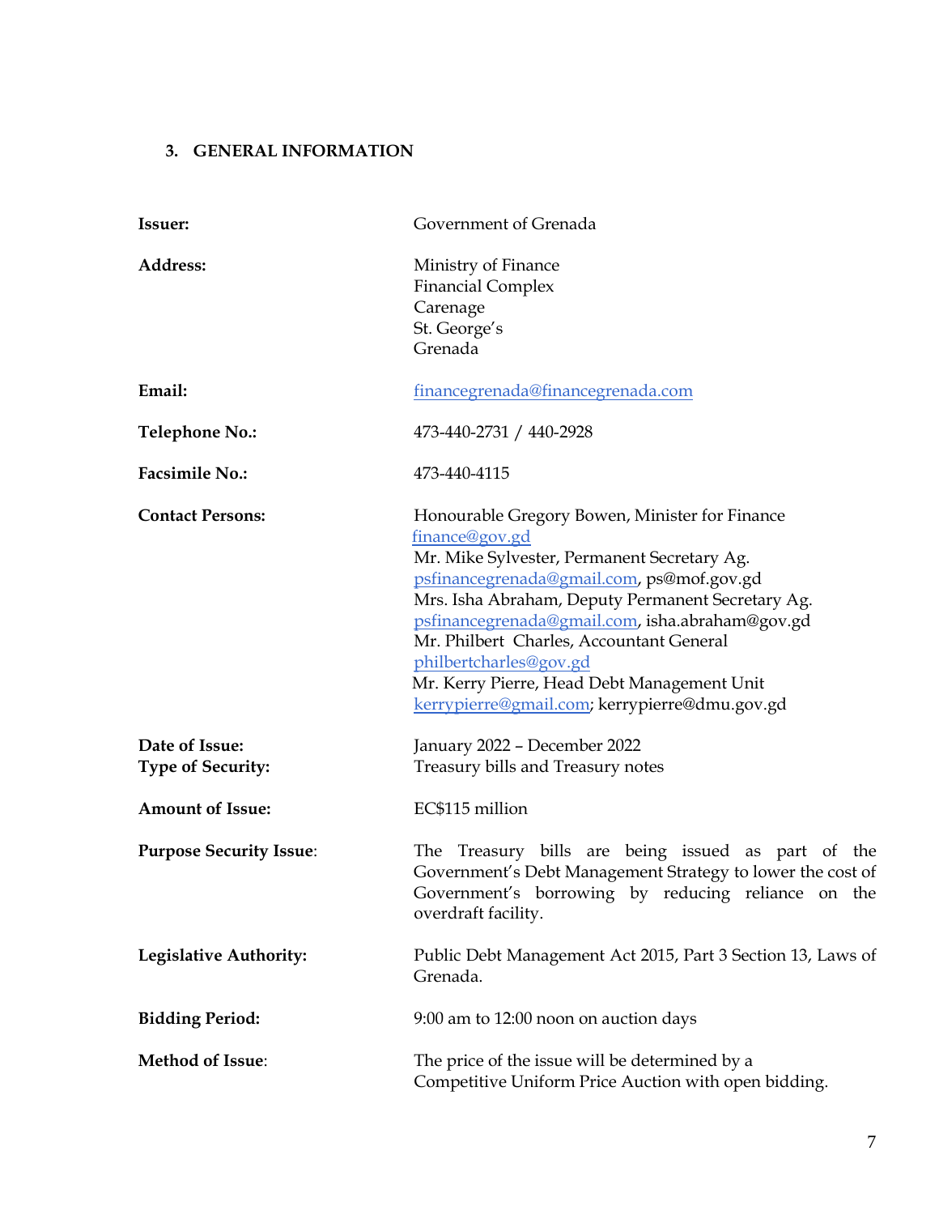## 3. GENERAL INFORMATION

| | |
|---|---|
| **Issuer:** | Government of Grenada |
| **Address:** | Ministry of Finance<br>Financial Complex<br>Carenage<br>St. George's<br>Grenada |
| **Email:** | financegrenada@financegrenada.com |
| **Telephone No.:** | 473-440-2731 / 440-2928 |
| **Facsimile No.:** | 473-440-4115 |
| **Contact Persons:** | Honourable Gregory Bowen, Minister for Finance<br>finance@gov.gd<br>Mr. Mike Sylvester, Permanent Secretary Ag.<br>psfinancegrenada@gmail.com, ps@mof.gov.gd<br>Mrs. Isha Abraham, Deputy Permanent Secretary Ag.<br>psfinancegrenada@gmail.com, isha.abraham@gov.gd<br>Mr. Philbert Charles, Accountant General<br>philbertcharles@gov.gd<br>Mr. Kerry Pierre, Head Debt Management Unit<br>kerrypierre@gmail.com; kerrypierre@dmu.gov.gd |
| **Date of Issue:** | January 2022 – December 2022 |
| **Type of Security:** | Treasury bills and Treasury notes |
| **Amount of Issue:** | EC$115 million |
| **Purpose Security Issue**: | The Treasury bills are being issued as part of the Government's Debt Management Strategy to lower the cost of Government's borrowing by reducing reliance on the overdraft facility. |
| **Legislative Authority:** | Public Debt Management Act 2015, Part 3 Section 13, Laws of Grenada. |
| **Bidding Period:** | 9:00 am to 12:00 noon on auction days |
| **Method of Issue**: | The price of the issue will be determined by a Competitive Uniform Price Auction with open bidding. |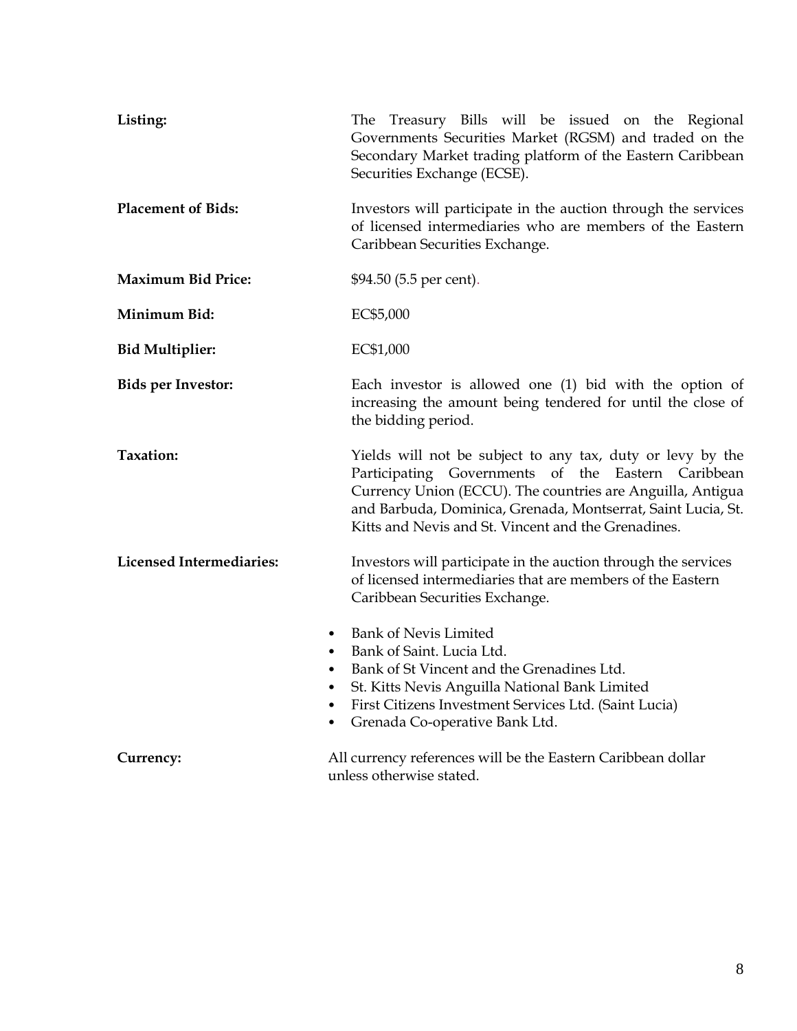**Listing:** The Treasury Bills will be issued on the Regional Governments Securities Market (RGSM) and traded on the Secondary Market trading platform of the Eastern Caribbean Securities Exchange (ECSE).

**Placement of Bids:** Investors will participate in the auction through the services of licensed intermediaries who are members of the Eastern Caribbean Securities Exchange.

**Maximum Bid Price:** $94.50 (5.5 per cent).

**Minimum Bid:** EC$5,000

**Bid Multiplier:** EC$1,000

**Bids per Investor:** Each investor is allowed one (1) bid with the option of increasing the amount being tendered for until the close of the bidding period.

**Taxation:** Yields will not be subject to any tax, duty or levy by the Participating Governments of the Eastern Caribbean Currency Union (ECCU). The countries are Anguilla, Antigua and Barbuda, Dominica, Grenada, Montserrat, Saint Lucia, St. Kitts and Nevis and St. Vincent and the Grenadines.

**Licensed Intermediaries:** Investors will participate in the auction through the services of licensed intermediaries that are members of the Eastern Caribbean Securities Exchange.

- Bank of Nevis Limited
- Bank of Saint. Lucia Ltd.
- Bank of St Vincent and the Grenadines Ltd.
- St. Kitts Nevis Anguilla National Bank Limited
- First Citizens Investment Services Ltd. (Saint Lucia)
- Grenada Co-operative Bank Ltd.

**Currency:** All currency references will be the Eastern Caribbean dollar unless otherwise stated.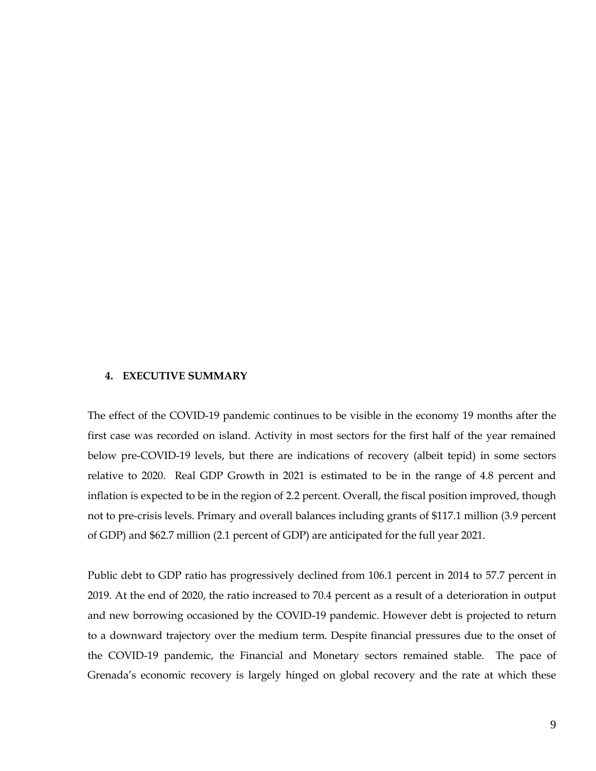## 4. EXECUTIVE SUMMARY

The effect of the COVID-19 pandemic continues to be visible in the economy 19 months after the first case was recorded on island. Activity in most sectors for the first half of the year remained below pre-COVID-19 levels, but there are indications of recovery (albeit tepid) in some sectors relative to 2020. Real GDP Growth in 2021 is estimated to be in the range of 4.8 percent and inflation is expected to be in the region of 2.2 percent. Overall, the fiscal position improved, though not to pre-crisis levels. Primary and overall balances including grants of $117.1 million (3.9 percent of GDP) and $62.7 million (2.1 percent of GDP) are anticipated for the full year 2021.

Public debt to GDP ratio has progressively declined from 106.1 percent in 2014 to 57.7 percent in 2019. At the end of 2020, the ratio increased to 70.4 percent as a result of a deterioration in output and new borrowing occasioned by the COVID-19 pandemic. However debt is projected to return to a downward trajectory over the medium term. Despite financial pressures due to the onset of the COVID-19 pandemic, the Financial and Monetary sectors remained stable. The pace of Grenada's economic recovery is largely hinged on global recovery and the rate at which these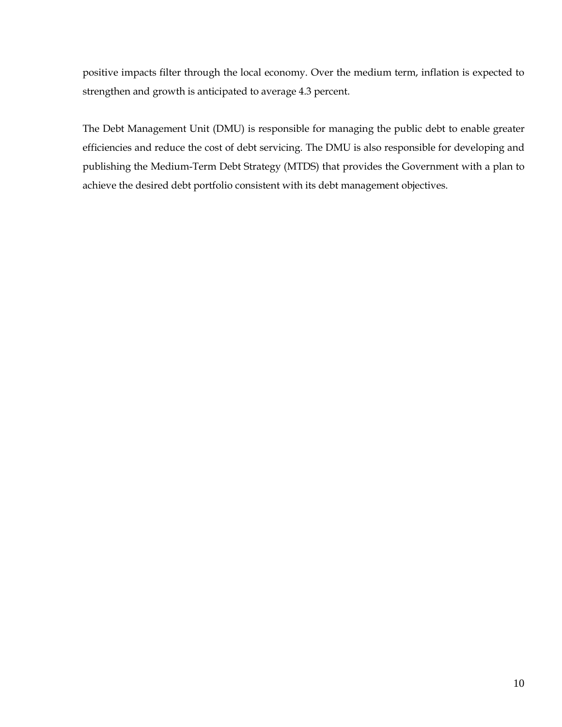positive impacts filter through the local economy. Over the medium term, inflation is expected to strengthen and growth is anticipated to average 4.3 percent.

The Debt Management Unit (DMU) is responsible for managing the public debt to enable greater efficiencies and reduce the cost of debt servicing. The DMU is also responsible for developing and publishing the Medium-Term Debt Strategy (MTDS) that provides the Government with a plan to achieve the desired debt portfolio consistent with its debt management objectives.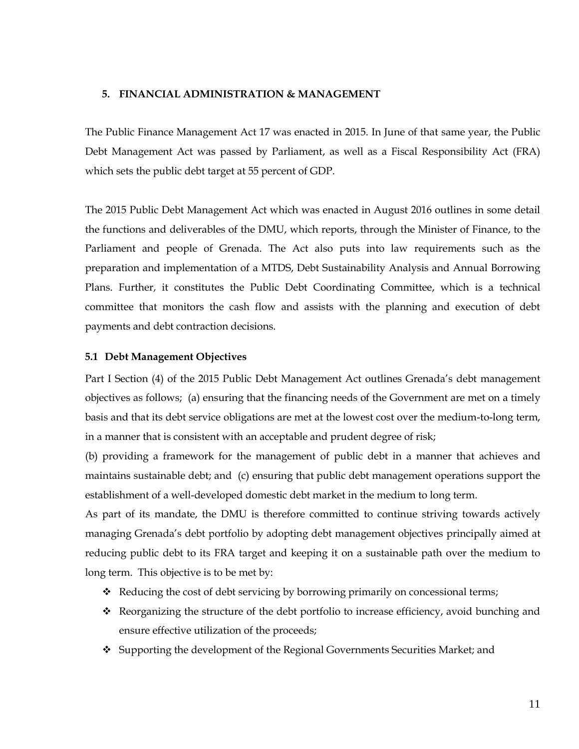## 5. FINANCIAL ADMINISTRATION & MANAGEMENT

The Public Finance Management Act 17 was enacted in 2015. In June of that same year, the Public Debt Management Act was passed by Parliament, as well as a Fiscal Responsibility Act (FRA) which sets the public debt target at 55 percent of GDP.

The 2015 Public Debt Management Act which was enacted in August 2016 outlines in some detail the functions and deliverables of the DMU, which reports, through the Minister of Finance, to the Parliament and people of Grenada. The Act also puts into law requirements such as the preparation and implementation of a MTDS, Debt Sustainability Analysis and Annual Borrowing Plans. Further, it constitutes the Public Debt Coordinating Committee, which is a technical committee that monitors the cash flow and assists with the planning and execution of debt payments and debt contraction decisions.

### 5.1 Debt Management Objectives

Part I Section (4) of the 2015 Public Debt Management Act outlines Grenada's debt management objectives as follows; (a) ensuring that the financing needs of the Government are met on a timely basis and that its debt service obligations are met at the lowest cost over the medium-to-long term, in a manner that is consistent with an acceptable and prudent degree of risk;
(b) providing a framework for the management of public debt in a manner that achieves and maintains sustainable debt; and (c) ensuring that public debt management operations support the establishment of a well-developed domestic debt market in the medium to long term.
As part of its mandate, the DMU is therefore committed to continue striving towards actively managing Grenada's debt portfolio by adopting debt management objectives principally aimed at reducing public debt to its FRA target and keeping it on a sustainable path over the medium to long term. This objective is to be met by:

- Reducing the cost of debt servicing by borrowing primarily on concessional terms;
- Reorganizing the structure of the debt portfolio to increase efficiency, avoid bunching and ensure effective utilization of the proceeds;
- Supporting the development of the Regional Governments Securities Market; and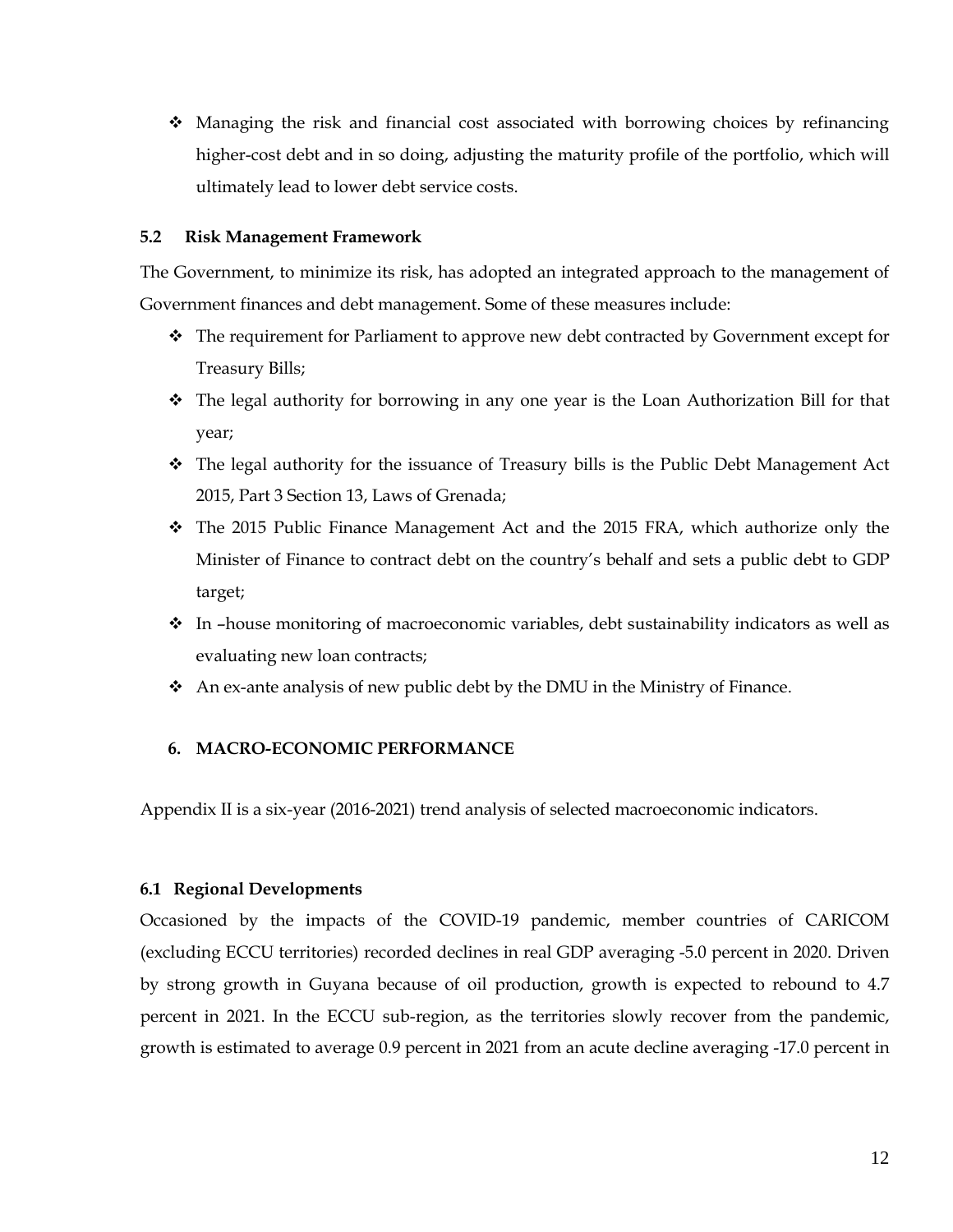- Managing the risk and financial cost associated with borrowing choices by refinancing higher-cost debt and in so doing, adjusting the maturity profile of the portfolio, which will ultimately lead to lower debt service costs.

### 5.2 Risk Management Framework

The Government, to minimize its risk, has adopted an integrated approach to the management of Government finances and debt management. Some of these measures include:

- The requirement for Parliament to approve new debt contracted by Government except for Treasury Bills;
- The legal authority for borrowing in any one year is the Loan Authorization Bill for that year;
- The legal authority for the issuance of Treasury bills is the Public Debt Management Act 2015, Part 3 Section 13, Laws of Grenada;
- The 2015 Public Finance Management Act and the 2015 FRA, which authorize only the Minister of Finance to contract debt on the country's behalf and sets a public debt to GDP target;
- In –house monitoring of macroeconomic variables, debt sustainability indicators as well as evaluating new loan contracts;
- An ex-ante analysis of new public debt by the DMU in the Ministry of Finance.

## 6. MACRO-ECONOMIC PERFORMANCE

Appendix II is a six-year (2016-2021) trend analysis of selected macroeconomic indicators.

### 6.1 Regional Developments

Occasioned by the impacts of the COVID-19 pandemic, member countries of CARICOM (excluding ECCU territories) recorded declines in real GDP averaging -5.0 percent in 2020. Driven by strong growth in Guyana because of oil production, growth is expected to rebound to 4.7 percent in 2021. In the ECCU sub-region, as the territories slowly recover from the pandemic, growth is estimated to average 0.9 percent in 2021 from an acute decline averaging -17.0 percent in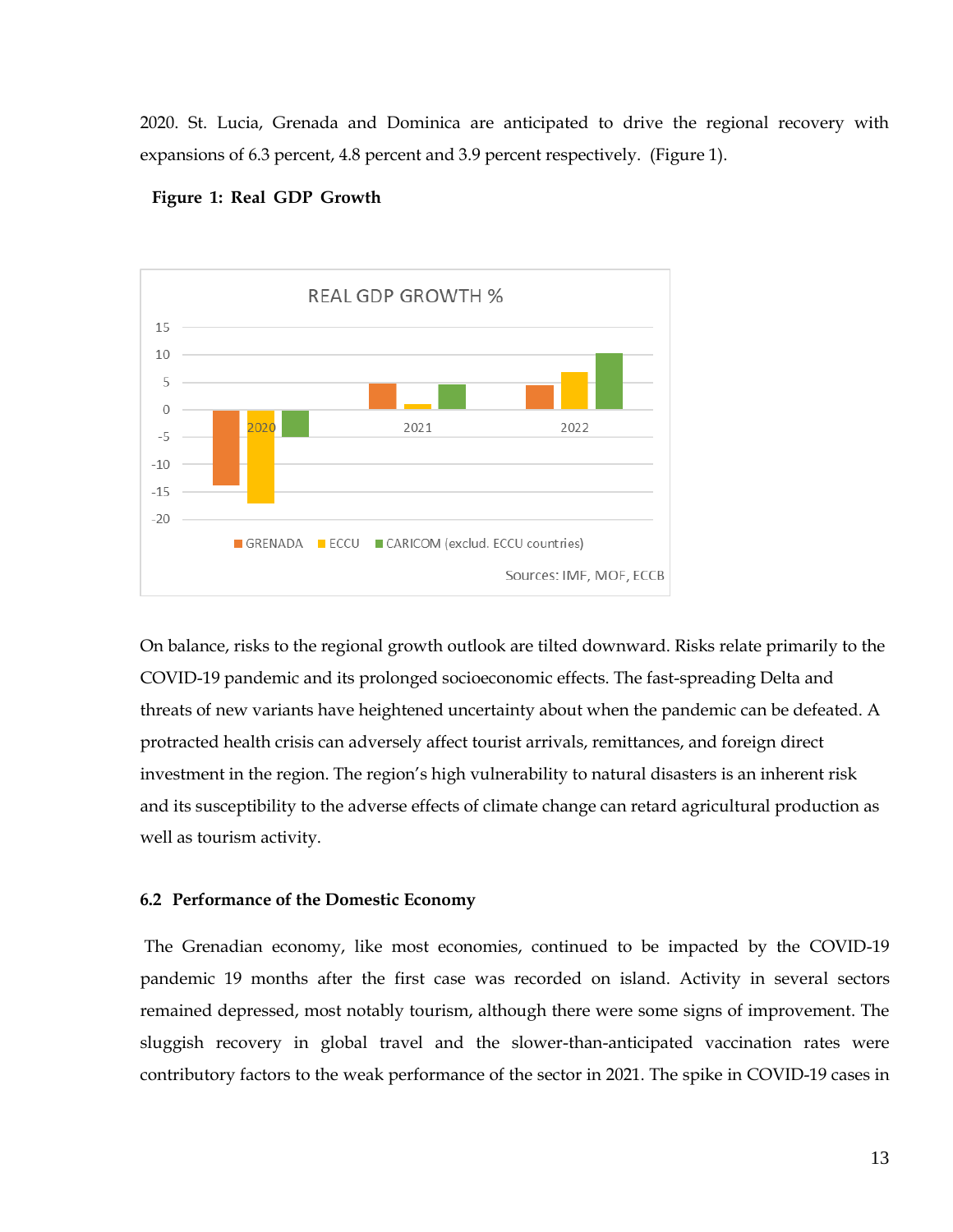2020. St. Lucia, Grenada and Dominica are anticipated to drive the regional recovery with expansions of 6.3 percent, 4.8 percent and 3.9 percent respectively. (Figure 1).

**Figure 1: Real GDP Growth**

On balance, risks to the regional growth outlook are tilted downward. Risks relate primarily to the COVID-19 pandemic and its prolonged socioeconomic effects. The fast-spreading Delta and threats of new variants have heightened uncertainty about when the pandemic can be defeated. A protracted health crisis can adversely affect tourist arrivals, remittances, and foreign direct investment in the region. The region's high vulnerability to natural disasters is an inherent risk and its susceptibility to the adverse effects of climate change can retard agricultural production as well as tourism activity.

### 6.2 Performance of the Domestic Economy

The Grenadian economy, like most economies, continued to be impacted by the COVID-19 pandemic 19 months after the first case was recorded on island. Activity in several sectors remained depressed, most notably tourism, although there were some signs of improvement. The sluggish recovery in global travel and the slower-than-anticipated vaccination rates were contributory factors to the weak performance of the sector in 2021. The spike in COVID-19 cases in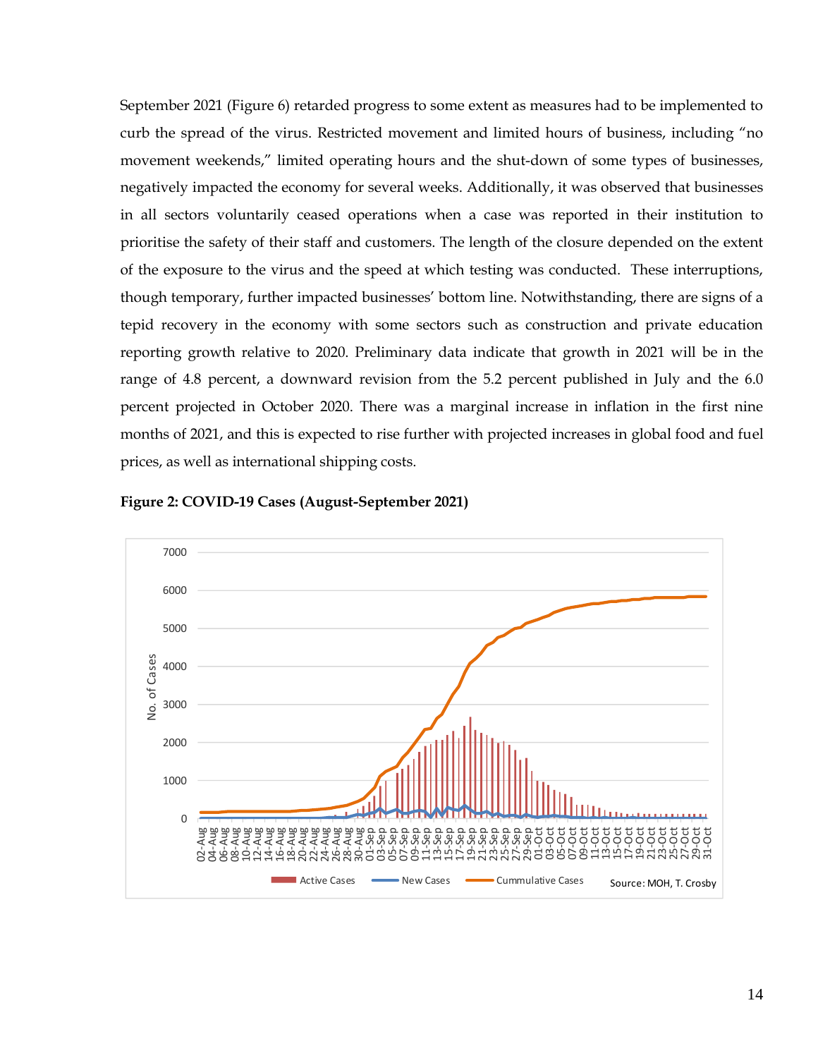September 2021 (Figure 6) retarded progress to some extent as measures had to be implemented to curb the spread of the virus. Restricted movement and limited hours of business, including "no movement weekends," limited operating hours and the shut-down of some types of businesses, negatively impacted the economy for several weeks. Additionally, it was observed that businesses in all sectors voluntarily ceased operations when a case was reported in their institution to prioritise the safety of their staff and customers. The length of the closure depended on the extent of the exposure to the virus and the speed at which testing was conducted. These interruptions, though temporary, further impacted businesses' bottom line. Notwithstanding, there are signs of a tepid recovery in the economy with some sectors such as construction and private education reporting growth relative to 2020. Preliminary data indicate that growth in 2021 will be in the range of 4.8 percent, a downward revision from the 5.2 percent published in July and the 6.0 percent projected in October 2020. There was a marginal increase in inflation in the first nine months of 2021, and this is expected to rise further with projected increases in global food and fuel prices, as well as international shipping costs.

**Figure 2: COVID-19 Cases (August-September 2021)**

Source: MOH, T. Crosby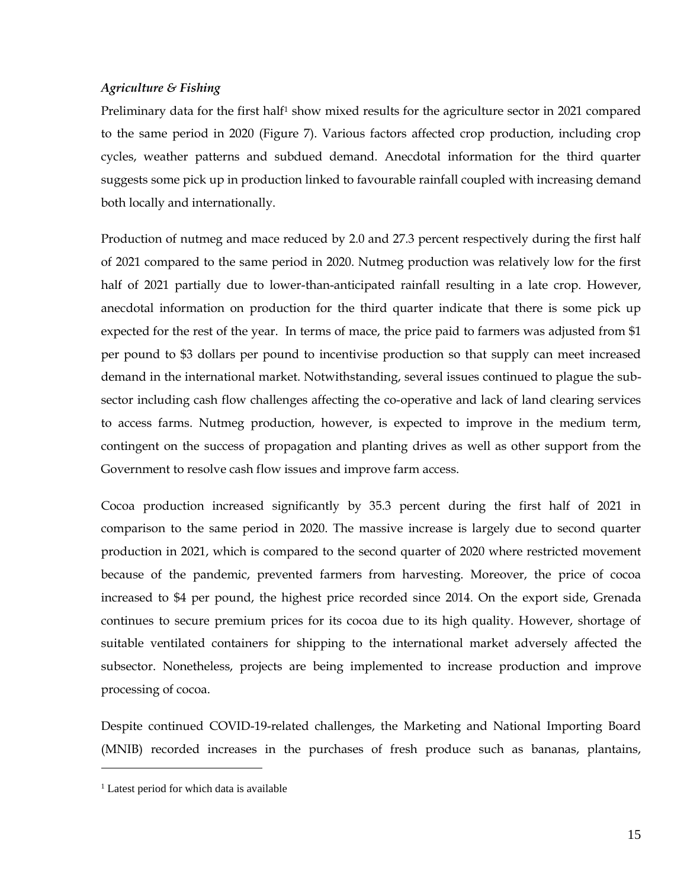*Agriculture & Fishing*

Preliminary data for the first half[1] show mixed results for the agriculture sector in 2021 compared to the same period in 2020 (Figure 7). Various factors affected crop production, including crop cycles, weather patterns and subdued demand. Anecdotal information for the third quarter suggests some pick up in production linked to favourable rainfall coupled with increasing demand both locally and internationally.

Production of nutmeg and mace reduced by 2.0 and 27.3 percent respectively during the first half of 2021 compared to the same period in 2020. Nutmeg production was relatively low for the first half of 2021 partially due to lower-than-anticipated rainfall resulting in a late crop. However, anecdotal information on production for the third quarter indicate that there is some pick up expected for the rest of the year. In terms of mace, the price paid to farmers was adjusted from $1 per pound to $3 dollars per pound to incentivise production so that supply can meet increased demand in the international market. Notwithstanding, several issues continued to plague the sub-sector including cash flow challenges affecting the co-operative and lack of land clearing services to access farms. Nutmeg production, however, is expected to improve in the medium term, contingent on the success of propagation and planting drives as well as other support from the Government to resolve cash flow issues and improve farm access.

Cocoa production increased significantly by 35.3 percent during the first half of 2021 in comparison to the same period in 2020. The massive increase is largely due to second quarter production in 2021, which is compared to the second quarter of 2020 where restricted movement because of the pandemic, prevented farmers from harvesting. Moreover, the price of cocoa increased to $4 per pound, the highest price recorded since 2014. On the export side, Grenada continues to secure premium prices for its cocoa due to its high quality. However, shortage of suitable ventilated containers for shipping to the international market adversely affected the subsector. Nonetheless, projects are being implemented to increase production and improve processing of cocoa.

Despite continued COVID-19-related challenges, the Marketing and National Importing Board (MNIB) recorded increases in the purchases of fresh produce such as bananas, plantains,

---

[1] Latest period for which data is available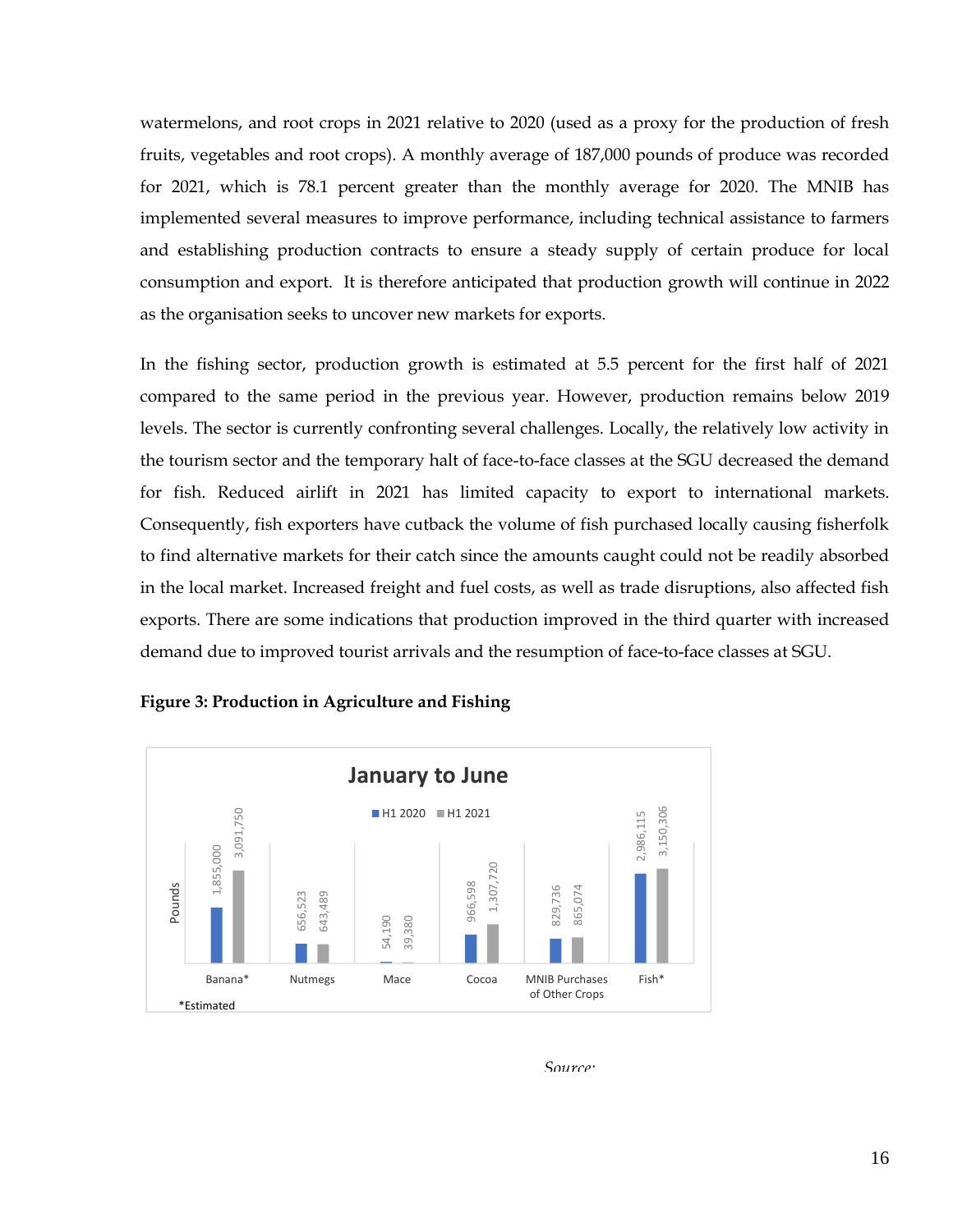watermelons, and root crops in 2021 relative to 2020 (used as a proxy for the production of fresh fruits, vegetables and root crops). A monthly average of 187,000 pounds of produce was recorded for 2021, which is 78.1 percent greater than the monthly average for 2020. The MNIB has implemented several measures to improve performance, including technical assistance to farmers and establishing production contracts to ensure a steady supply of certain produce for local consumption and export. It is therefore anticipated that production growth will continue in 2022 as the organisation seeks to uncover new markets for exports.

In the fishing sector, production growth is estimated at 5.5 percent for the first half of 2021 compared to the same period in the previous year. However, production remains below 2019 levels. The sector is currently confronting several challenges. Locally, the relatively low activity in the tourism sector and the temporary halt of face-to-face classes at the SGU decreased the demand for fish. Reduced airlift in 2021 has limited capacity to export to international markets. Consequently, fish exporters have cutback the volume of fish purchased locally causing fisherfolk to find alternative markets for their catch since the amounts caught could not be readily absorbed in the local market. Increased freight and fuel costs, as well as trade disruptions, also affected fish exports. There are some indications that production improved in the third quarter with increased demand due to improved tourist arrivals and the resumption of face-to-face classes at SGU.

**Figure 3: Production in Agriculture and Fishing**

January to June (Pounds)

| | H1 2020 | H1 2021 |
|---|---|---|
| Banana* | 1,855,000 | 3,091,750 |
| Nutmegs | 656,523 | 643,489 |
| Mace | 54,190 | 39,380 |
| Cocoa | 966,598 | 1,307,720 |
| MNIB Purchases of Other Crops | 829,736 | 865,074 |
| Fish* | 2,986,115 | 3,150,306 |

*Estimated

Source: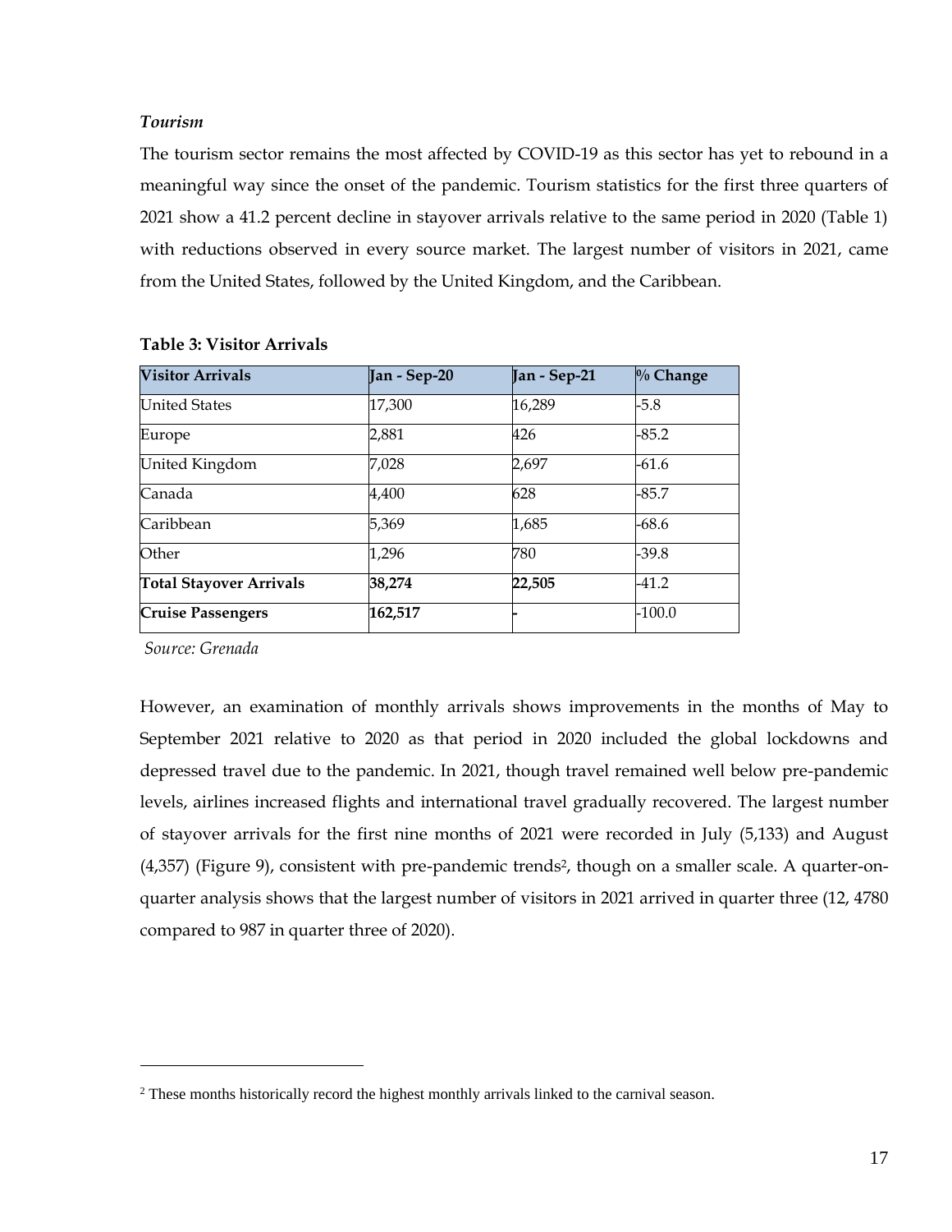### *Tourism*

The tourism sector remains the most affected by COVID-19 as this sector has yet to rebound in a meaningful way since the onset of the pandemic. Tourism statistics for the first three quarters of 2021 show a 41.2 percent decline in stayover arrivals relative to the same period in 2020 (Table 1) with reductions observed in every source market. The largest number of visitors in 2021, came from the United States, followed by the United Kingdom, and the Caribbean.

**Table 3: Visitor Arrivals**

| Visitor Arrivals | Jan - Sep-20 | Jan - Sep-21 | % Change |
|---|---|---|---|
| United States | 17,300 | 16,289 | -5.8 |
| Europe | 2,881 | 426 | -85.2 |
| United Kingdom | 7,028 | 2,697 | -61.6 |
| Canada | 4,400 | 628 | -85.7 |
| Caribbean | 5,369 | 1,685 | -68.6 |
| Other | 1,296 | 780 | -39.8 |
| **Total Stayover Arrivals** | **38,274** | **22,505** | -41.2 |
| **Cruise Passengers** | **162,517** | **-** | -100.0 |

*Source: Grenada*

However, an examination of monthly arrivals shows improvements in the months of May to September 2021 relative to 2020 as that period in 2020 included the global lockdowns and depressed travel due to the pandemic. In 2021, though travel remained well below pre-pandemic levels, airlines increased flights and international travel gradually recovered. The largest number of stayover arrivals for the first nine months of 2021 were recorded in July (5,133) and August (4,357) (Figure 9), consistent with pre-pandemic trends[2], though on a smaller scale. A quarter-on-quarter analysis shows that the largest number of visitors in 2021 arrived in quarter three (12, 4780 compared to 987 in quarter three of 2020).

[2] These months historically record the highest monthly arrivals linked to the carnival season.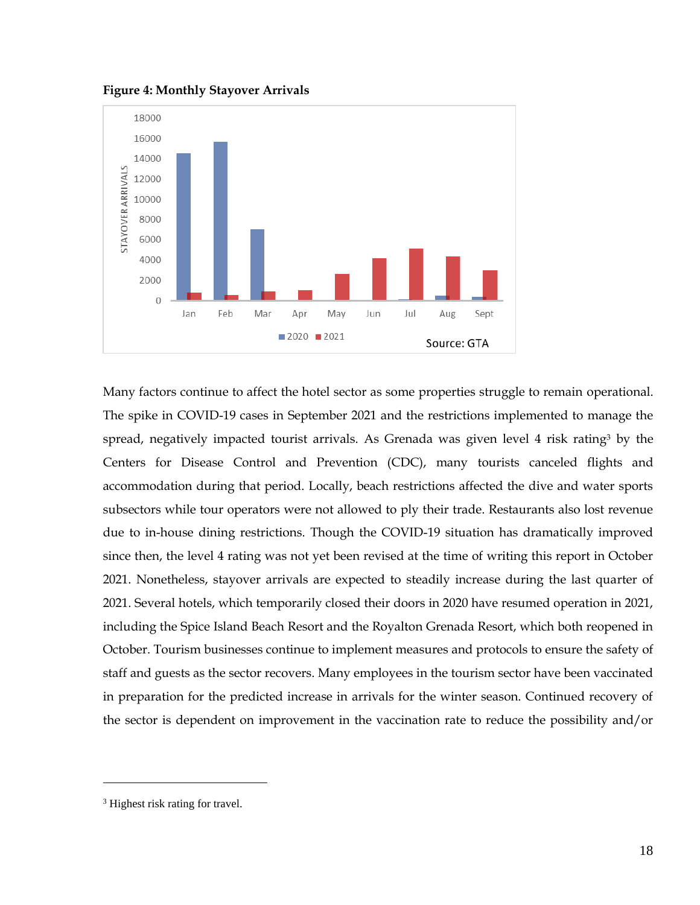**Figure 4: Monthly Stayover Arrivals**

Source: GTA

Many factors continue to affect the hotel sector as some properties struggle to remain operational. The spike in COVID-19 cases in September 2021 and the restrictions implemented to manage the spread, negatively impacted tourist arrivals. As Grenada was given level 4 risk rating[3] by the Centers for Disease Control and Prevention (CDC), many tourists canceled flights and accommodation during that period. Locally, beach restrictions affected the dive and water sports subsectors while tour operators were not allowed to ply their trade. Restaurants also lost revenue due to in-house dining restrictions. Though the COVID-19 situation has dramatically improved since then, the level 4 rating was not yet been revised at the time of writing this report in October 2021. Nonetheless, stayover arrivals are expected to steadily increase during the last quarter of 2021. Several hotels, which temporarily closed their doors in 2020 have resumed operation in 2021, including the Spice Island Beach Resort and the Royalton Grenada Resort, which both reopened in October. Tourism businesses continue to implement measures and protocols to ensure the safety of staff and guests as the sector recovers. Many employees in the tourism sector have been vaccinated in preparation for the predicted increase in arrivals for the winter season. Continued recovery of the sector is dependent on improvement in the vaccination rate to reduce the possibility and/or

[3] Highest risk rating for travel.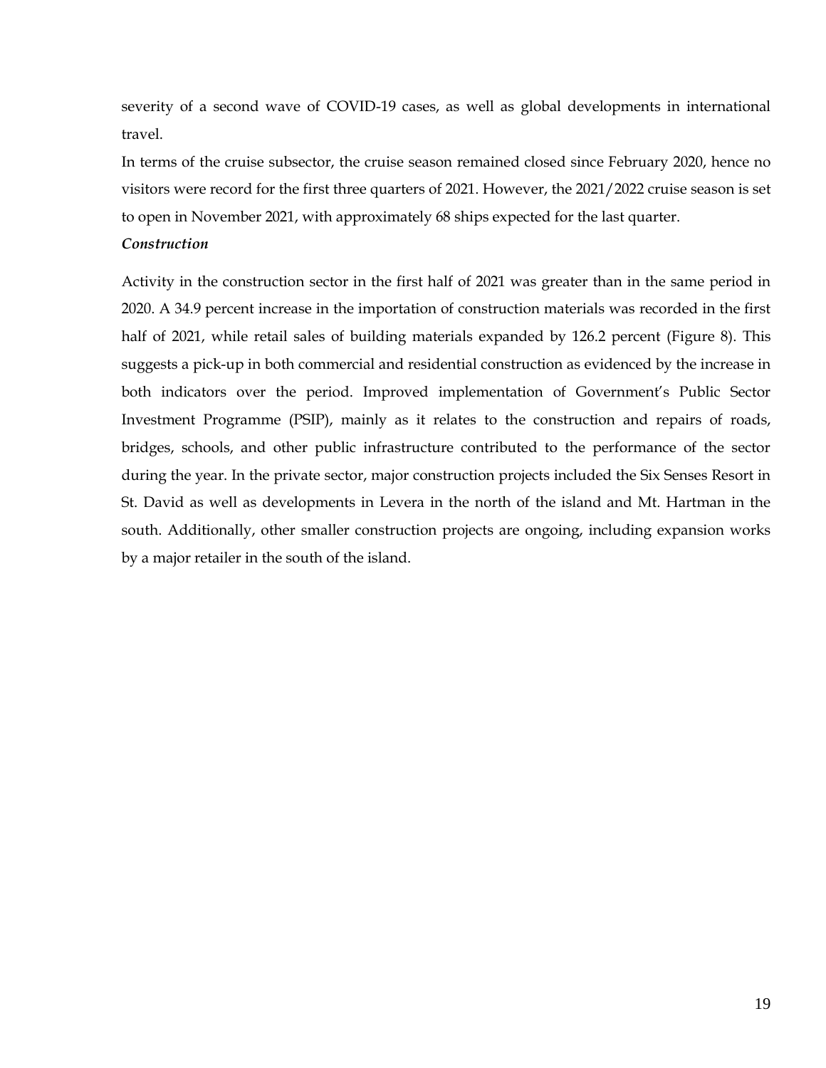severity of a second wave of COVID-19 cases, as well as global developments in international travel.

In terms of the cruise subsector, the cruise season remained closed since February 2020, hence no visitors were record for the first three quarters of 2021. However, the 2021/2022 cruise season is set to open in November 2021, with approximately 68 ships expected for the last quarter.

***Construction***

Activity in the construction sector in the first half of 2021 was greater than in the same period in 2020. A 34.9 percent increase in the importation of construction materials was recorded in the first half of 2021, while retail sales of building materials expanded by 126.2 percent (Figure 8). This suggests a pick-up in both commercial and residential construction as evidenced by the increase in both indicators over the period. Improved implementation of Government's Public Sector Investment Programme (PSIP), mainly as it relates to the construction and repairs of roads, bridges, schools, and other public infrastructure contributed to the performance of the sector during the year. In the private sector, major construction projects included the Six Senses Resort in St. David as well as developments in Levera in the north of the island and Mt. Hartman in the south. Additionally, other smaller construction projects are ongoing, including expansion works by a major retailer in the south of the island.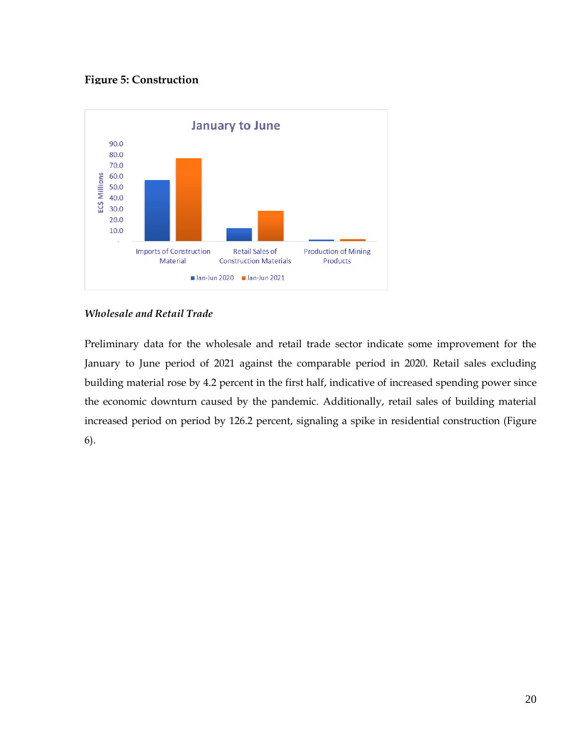**Figure 5: Construction**

*Wholesale and Retail Trade*

Preliminary data for the wholesale and retail trade sector indicate some improvement for the January to June period of 2021 against the comparable period in 2020. Retail sales excluding building material rose by 4.2 percent in the first half, indicative of increased spending power since the economic downturn caused by the pandemic. Additionally, retail sales of building material increased period on period by 126.2 percent, signaling a spike in residential construction (Figure 6).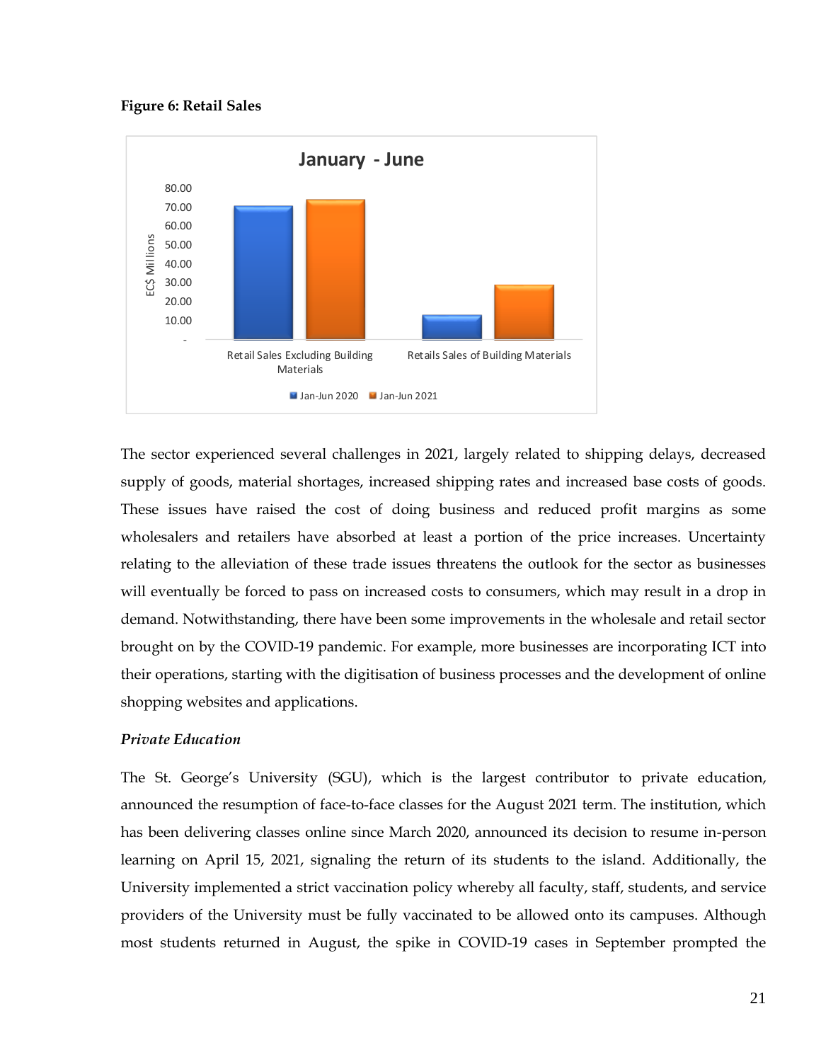**Figure 6: Retail Sales**

The sector experienced several challenges in 2021, largely related to shipping delays, decreased supply of goods, material shortages, increased shipping rates and increased base costs of goods. These issues have raised the cost of doing business and reduced profit margins as some wholesalers and retailers have absorbed at least a portion of the price increases. Uncertainty relating to the alleviation of these trade issues threatens the outlook for the sector as businesses will eventually be forced to pass on increased costs to consumers, which may result in a drop in demand. Notwithstanding, there have been some improvements in the wholesale and retail sector brought on by the COVID-19 pandemic. For example, more businesses are incorporating ICT into their operations, starting with the digitisation of business processes and the development of online shopping websites and applications.

***Private Education***

The St. George's University (SGU), which is the largest contributor to private education, announced the resumption of face-to-face classes for the August 2021 term. The institution, which has been delivering classes online since March 2020, announced its decision to resume in-person learning on April 15, 2021, signaling the return of its students to the island. Additionally, the University implemented a strict vaccination policy whereby all faculty, staff, students, and service providers of the University must be fully vaccinated to be allowed onto its campuses. Although most students returned in August, the spike in COVID-19 cases in September prompted the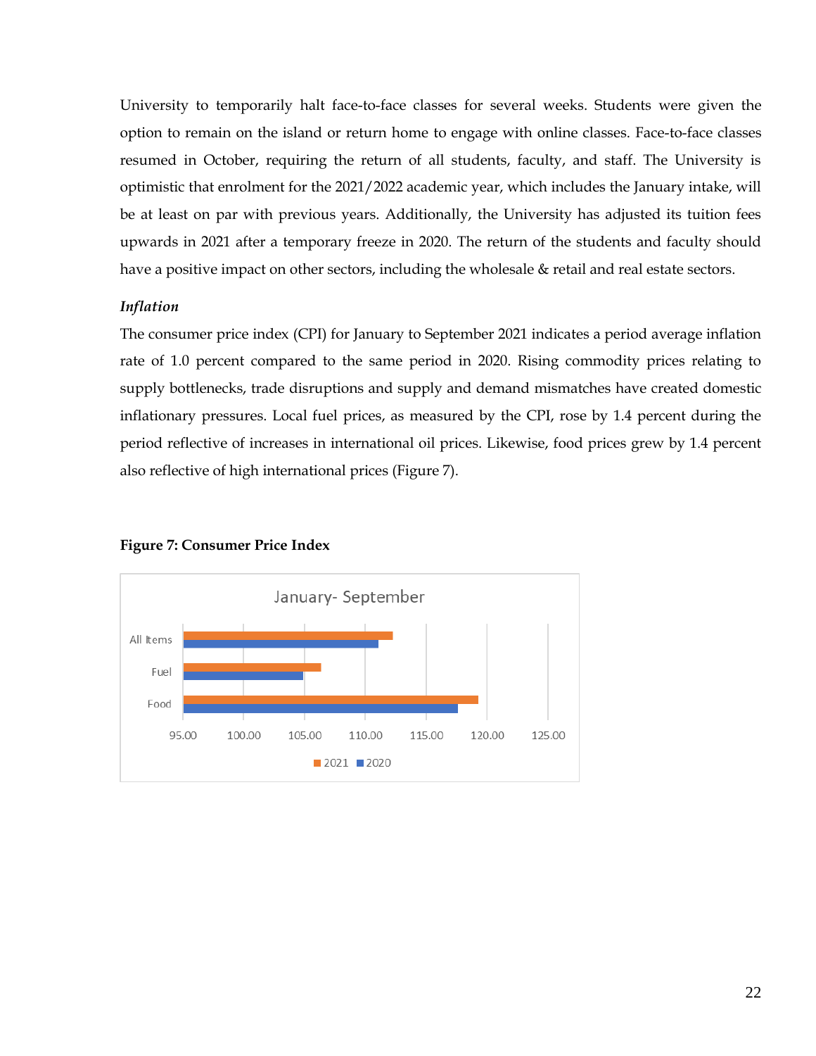University to temporarily halt face-to-face classes for several weeks. Students were given the option to remain on the island or return home to engage with online classes. Face-to-face classes resumed in October, requiring the return of all students, faculty, and staff. The University is optimistic that enrolment for the 2021/2022 academic year, which includes the January intake, will be at least on par with previous years. Additionally, the University has adjusted its tuition fees upwards in 2021 after a temporary freeze in 2020. The return of the students and faculty should have a positive impact on other sectors, including the wholesale & retail and real estate sectors.

***Inflation***

The consumer price index (CPI) for January to September 2021 indicates a period average inflation rate of 1.0 percent compared to the same period in 2020. Rising commodity prices relating to supply bottlenecks, trade disruptions and supply and demand mismatches have created domestic inflationary pressures. Local fuel prices, as measured by the CPI, rose by 1.4 percent during the period reflective of increases in international oil prices. Likewise, food prices grew by 1.4 percent also reflective of high international prices (Figure 7).

**Figure 7: Consumer Price Index**

January- September

All Items, Fuel, Food

95.00 100.00 105.00 110.00 115.00 120.00 125.00

2021 2020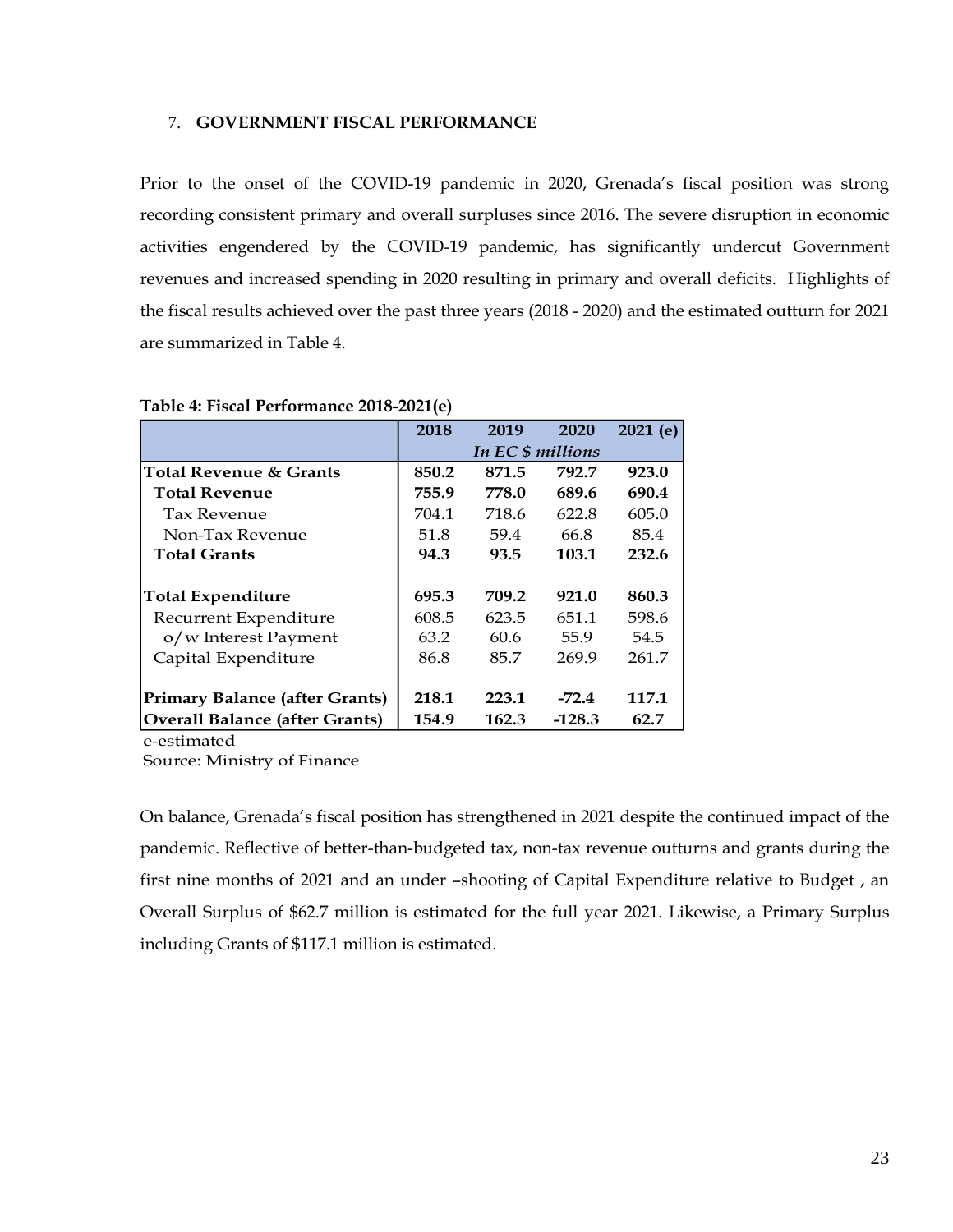## 7. GOVERNMENT FISCAL PERFORMANCE

Prior to the onset of the COVID-19 pandemic in 2020, Grenada's fiscal position was strong recording consistent primary and overall surpluses since 2016. The severe disruption in economic activities engendered by the COVID-19 pandemic, has significantly undercut Government revenues and increased spending in 2020 resulting in primary and overall deficits. Highlights of the fiscal results achieved over the past three years (2018 - 2020) and the estimated outturn for 2021 are summarized in Table 4.

**Table 4: Fiscal Performance 2018-2021(e)**

| | 2018 | 2019 | 2020 | 2021 (e) |
|---|---|---|---|---|
| | *In EC $ millions* | | | |
| **Total Revenue & Grants** | **850.2** | **871.5** | **792.7** | **923.0** |
| **Total Revenue** | **755.9** | **778.0** | **689.6** | **690.4** |
| Tax Revenue | 704.1 | 718.6 | 622.8 | 605.0 |
| Non-Tax Revenue | 51.8 | 59.4 | 66.8 | 85.4 |
| **Total Grants** | **94.3** | **93.5** | **103.1** | **232.6** |
| | | | | |
| **Total Expenditure** | **695.3** | **709.2** | **921.0** | **860.3** |
| Recurrent Expenditure | 608.5 | 623.5 | 651.1 | 598.6 |
| o/w Interest Payment | 63.2 | 60.6 | 55.9 | 54.5 |
| Capital Expenditure | 86.8 | 85.7 | 269.9 | 261.7 |
| | | | | |
| **Primary Balance (after Grants)** | **218.1** | **223.1** | **-72.4** | **117.1** |
| **Overall Balance (after Grants)** | **154.9** | **162.3** | **-128.3** | **62.7** |

e-estimated

Source: Ministry of Finance

On balance, Grenada's fiscal position has strengthened in 2021 despite the continued impact of the pandemic. Reflective of better-than-budgeted tax, non-tax revenue outturns and grants during the first nine months of 2021 and an under –shooting of Capital Expenditure relative to Budget , an Overall Surplus of $62.7 million is estimated for the full year 2021. Likewise, a Primary Surplus including Grants of $117.1 million is estimated.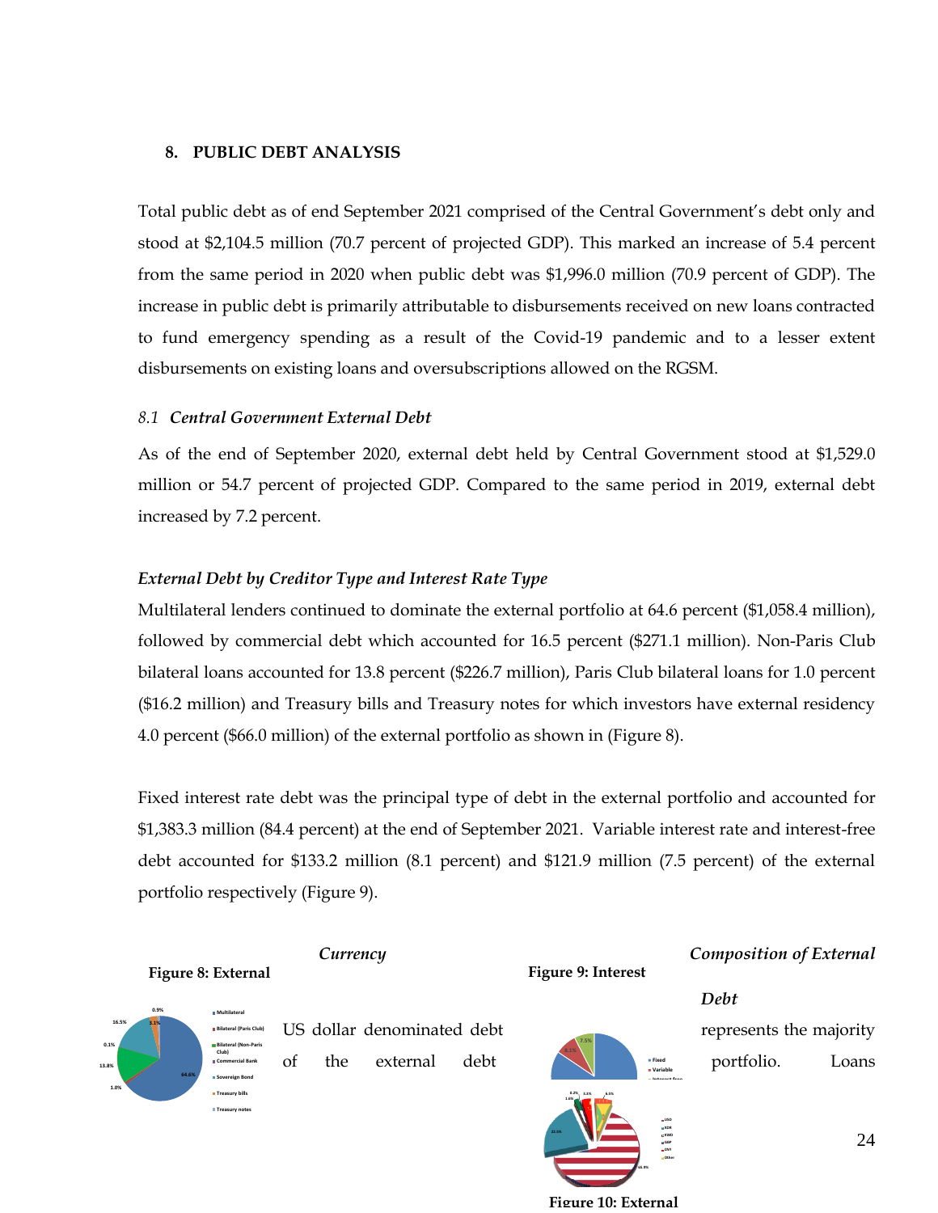## 8. PUBLIC DEBT ANALYSIS

Total public debt as of end September 2021 comprised of the Central Government's debt only and stood at $2,104.5 million (70.7 percent of projected GDP). This marked an increase of 5.4 percent from the same period in 2020 when public debt was $1,996.0 million (70.9 percent of GDP). The increase in public debt is primarily attributable to disbursements received on new loans contracted to fund emergency spending as a result of the Covid-19 pandemic and to a lesser extent disbursements on existing loans and oversubscriptions allowed on the RGSM.

### *8.1 Central Government External Debt*

As of the end of September 2020, external debt held by Central Government stood at $1,529.0 million or 54.7 percent of projected GDP. Compared to the same period in 2019, external debt increased by 7.2 percent.

***External Debt by Creditor Type and Interest Rate Type***

Multilateral lenders continued to dominate the external portfolio at 64.6 percent ($1,058.4 million), followed by commercial debt which accounted for 16.5 percent ($271.1 million). Non-Paris Club bilateral loans accounted for 13.8 percent ($226.7 million), Paris Club bilateral loans for 1.0 percent ($16.2 million) and Treasury bills and Treasury notes for which investors have external residency 4.0 percent ($66.0 million) of the external portfolio as shown in (Figure 8).

Fixed interest rate debt was the principal type of debt in the external portfolio and accounted for $1,383.3 million (84.4 percent) at the end of September 2021. Variable interest rate and interest-free debt accounted for $133.2 million (8.1 percent) and $121.9 million (7.5 percent) of the external portfolio respectively (Figure 9).

**Figure 8: External**

**Figure 9: Interest**

***Currency Composition of External Debt***

US dollar denominated debt represents the majority of the external debt portfolio. Loans

**Figure 10: External**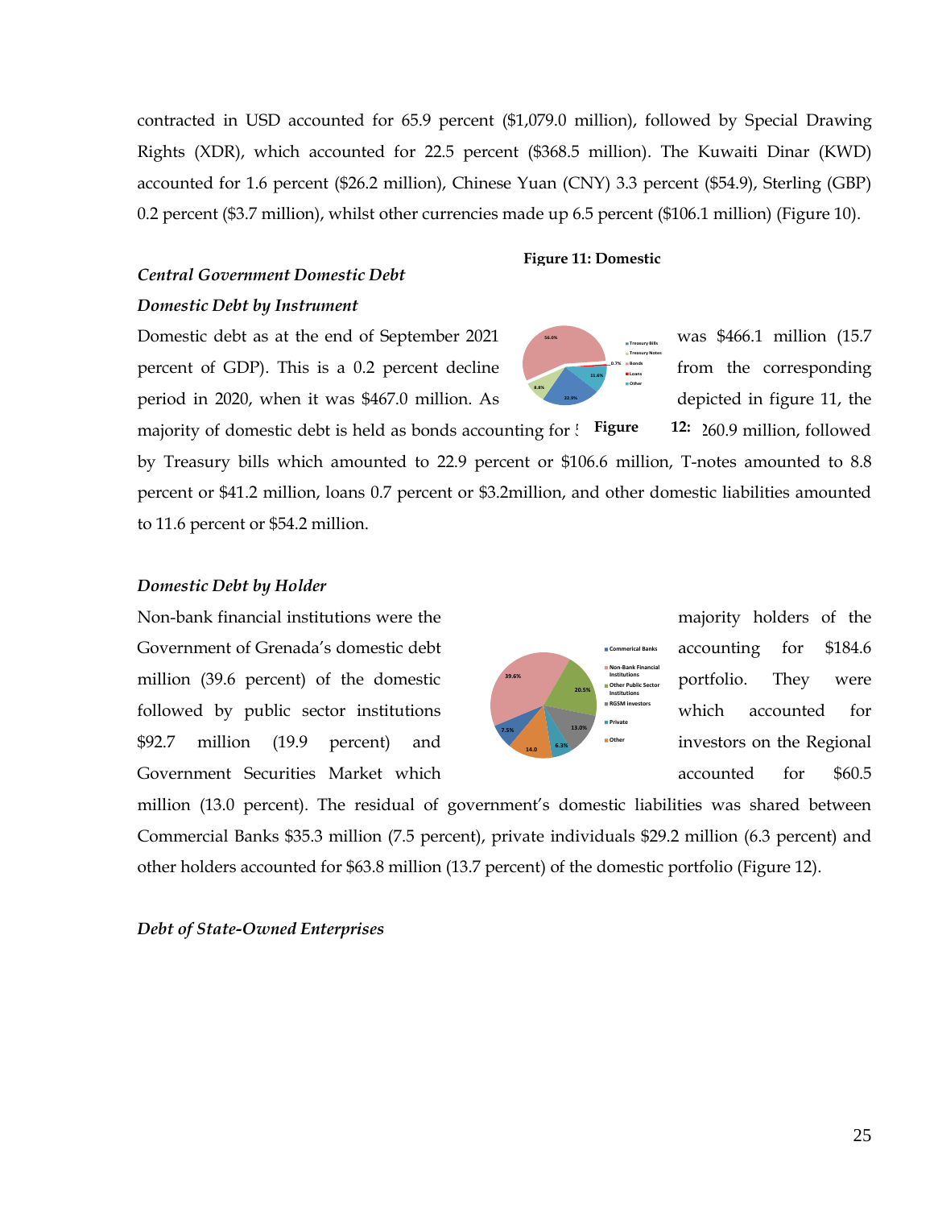contracted in USD accounted for 65.9 percent ($1,079.0 million), followed by Special Drawing Rights (XDR), which accounted for 22.5 percent ($368.5 million). The Kuwaiti Dinar (KWD) accounted for 1.6 percent ($26.2 million), Chinese Yuan (CNY) 3.3 percent ($54.9), Sterling (GBP) 0.2 percent ($3.7 million), whilst other currencies made up 6.5 percent ($106.1 million) (Figure 10).

### *Central Government Domestic Debt*

#### *Domestic Debt by Instrument*

**Figure 11: Domestic**

Domestic debt as at the end of September 2021 was $466.1 million (15.7 percent of GDP). This is a 0.2 percent decline from the corresponding period in 2020, when it was $467.0 million. As depicted in figure 11, the majority of domestic debt is held as bonds accounting for $260.9 million, followed by Treasury bills which amounted to 22.9 percent or $106.6 million, T-notes amounted to 8.8 percent or $41.2 million, loans 0.7 percent or $3.2million, and other domestic liabilities amounted to 11.6 percent or $54.2 million.

**Figure 12:**

#### *Domestic Debt by Holder*

Non-bank financial institutions were the majority holders of the Government of Grenada's domestic debt accounting for $184.6 million (39.6 percent) of the domestic portfolio. They were followed by public sector institutions which accounted for $92.7 million (19.9 percent) and investors on the Regional Government Securities Market which accounted for $60.5 million (13.0 percent). The residual of government's domestic liabilities was shared between Commercial Banks $35.3 million (7.5 percent), private individuals $29.2 million (6.3 percent) and other holders accounted for $63.8 million (13.7 percent) of the domestic portfolio (Figure 12).

### *Debt of State-Owned Enterprises*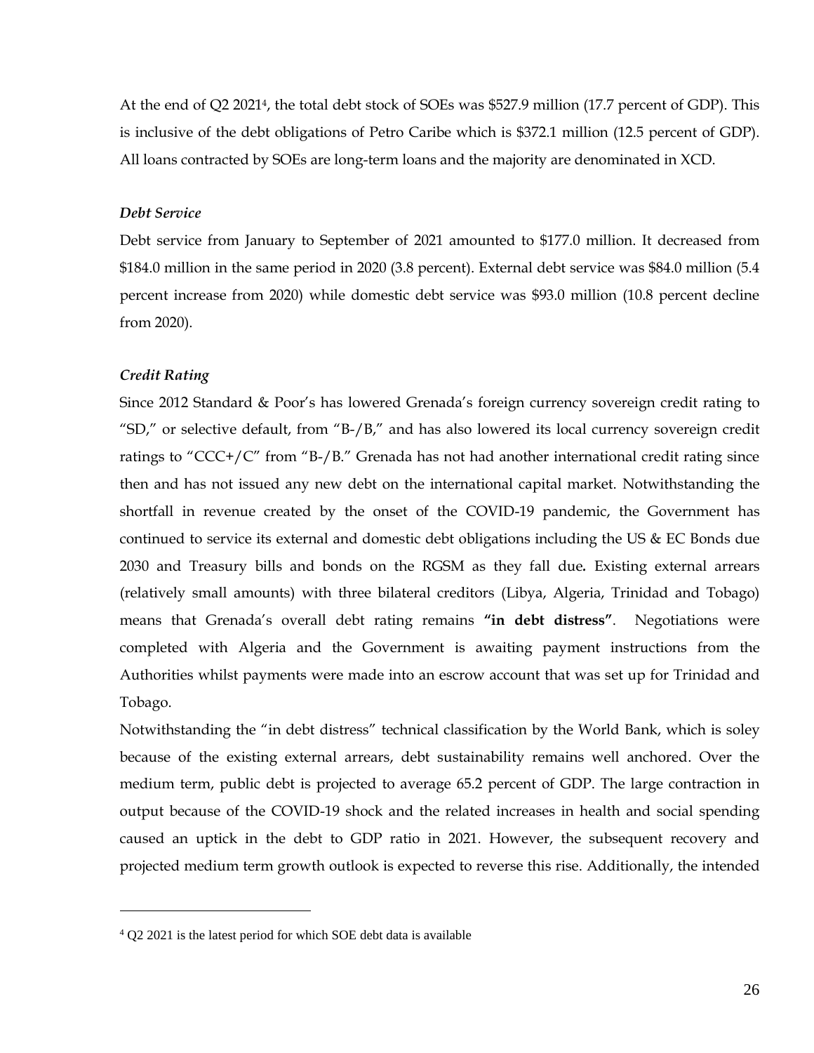At the end of Q2 2021[4], the total debt stock of SOEs was $527.9 million (17.7 percent of GDP). This is inclusive of the debt obligations of Petro Caribe which is $372.1 million (12.5 percent of GDP). All loans contracted by SOEs are long-term loans and the majority are denominated in XCD.

### *Debt Service*

Debt service from January to September of 2021 amounted to $177.0 million. It decreased from $184.0 million in the same period in 2020 (3.8 percent). External debt service was $84.0 million (5.4 percent increase from 2020) while domestic debt service was $93.0 million (10.8 percent decline from 2020).

### *Credit Rating*

Since 2012 Standard & Poor's has lowered Grenada's foreign currency sovereign credit rating to "SD," or selective default, from "B-/B," and has also lowered its local currency sovereign credit ratings to "CCC+/C" from "B-/B." Grenada has not had another international credit rating since then and has not issued any new debt on the international capital market. Notwithstanding the shortfall in revenue created by the onset of the COVID-19 pandemic, the Government has continued to service its external and domestic debt obligations including the US & EC Bonds due 2030 and Treasury bills and bonds on the RGSM as they fall due**.** Existing external arrears (relatively small amounts) with three bilateral creditors (Libya, Algeria, Trinidad and Tobago) means that Grenada's overall debt rating remains **"in debt distress"**. Negotiations were completed with Algeria and the Government is awaiting payment instructions from the Authorities whilst payments were made into an escrow account that was set up for Trinidad and Tobago.

Notwithstanding the "in debt distress" technical classification by the World Bank, which is soley because of the existing external arrears, debt sustainability remains well anchored. Over the medium term, public debt is projected to average 65.2 percent of GDP. The large contraction in output because of the COVID-19 shock and the related increases in health and social spending caused an uptick in the debt to GDP ratio in 2021. However, the subsequent recovery and projected medium term growth outlook is expected to reverse this rise. Additionally, the intended

[4] Q2 2021 is the latest period for which SOE debt data is available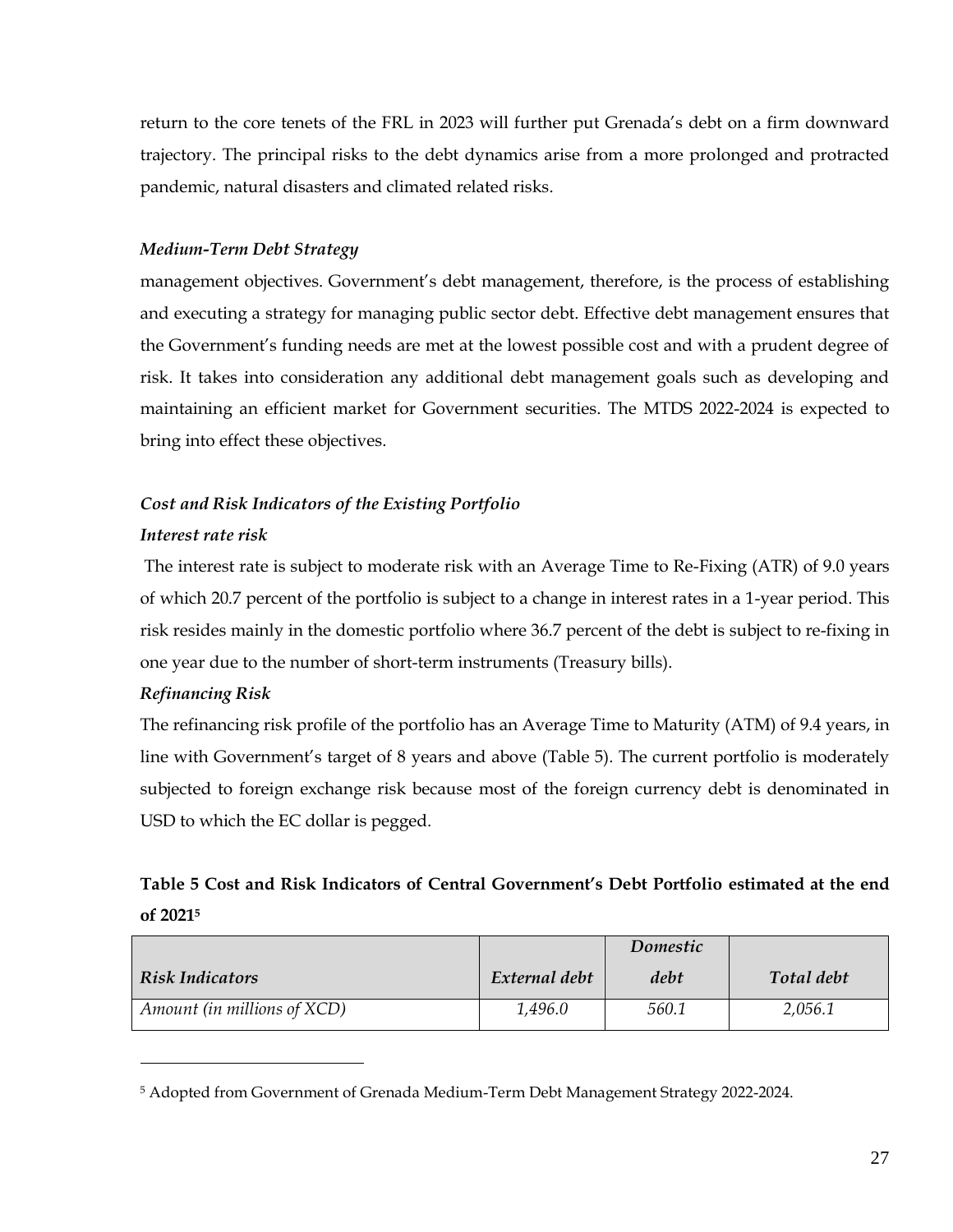return to the core tenets of the FRL in 2023 will further put Grenada's debt on a firm downward trajectory. The principal risks to the debt dynamics arise from a more prolonged and protracted pandemic, natural disasters and climated related risks.

*Medium-Term Debt Strategy*

management objectives. Government's debt management, therefore, is the process of establishing and executing a strategy for managing public sector debt. Effective debt management ensures that the Government's funding needs are met at the lowest possible cost and with a prudent degree of risk. It takes into consideration any additional debt management goals such as developing and maintaining an efficient market for Government securities. The MTDS 2022-2024 is expected to bring into effect these objectives.

***Cost and Risk Indicators of the Existing Portfolio***

***Interest rate risk***

The interest rate is subject to moderate risk with an Average Time to Re-Fixing (ATR) of 9.0 years of which 20.7 percent of the portfolio is subject to a change in interest rates in a 1-year period. This risk resides mainly in the domestic portfolio where 36.7 percent of the debt is subject to re-fixing in one year due to the number of short-term instruments (Treasury bills).

***Refinancing Risk***

The refinancing risk profile of the portfolio has an Average Time to Maturity (ATM) of 9.4 years, in line with Government's target of 8 years and above (Table 5). The current portfolio is moderately subjected to foreign exchange risk because most of the foreign currency debt is denominated in USD to which the EC dollar is pegged.

**Table 5 Cost and Risk Indicators of Central Government's Debt Portfolio estimated at the end of 2021[5]**

| *Risk Indicators* | *External debt* | *Domestic debt* | *Total debt* |
|---|---|---|---|
| *Amount (in millions of XCD)* | *1,496.0* | *560.1* | *2,056.1* |

[5] Adopted from Government of Grenada Medium-Term Debt Management Strategy 2022-2024.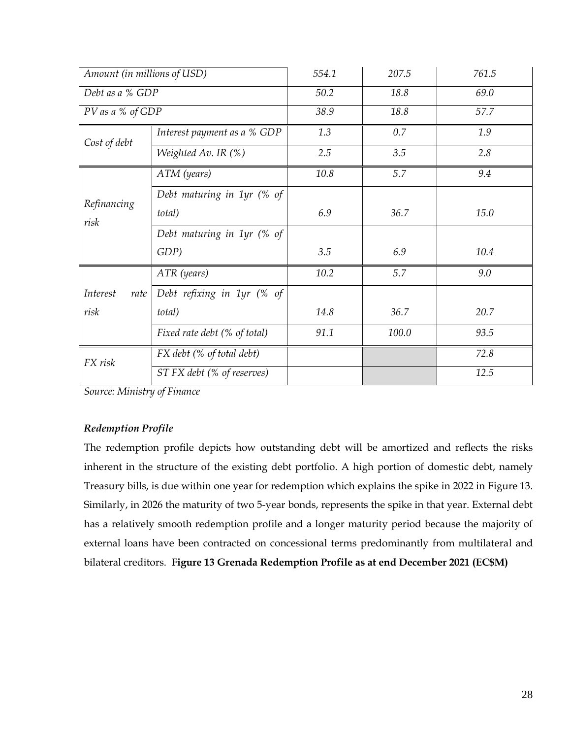| Amount (in millions of USD) | | 554.1 | 207.5 | 761.5 |
|---|---|---|---|---|
| Debt as a % GDP | | 50.2 | 18.8 | 69.0 |
| PV as a % of GDP | | 38.9 | 18.8 | 57.7 |
| Cost of debt | Interest payment as a % GDP | 1.3 | 0.7 | 1.9 |
| | Weighted Av. IR (%) | 2.5 | 3.5 | 2.8 |
| Refinancing risk | ATM (years) | 10.8 | 5.7 | 9.4 |
| | Debt maturing in 1yr (% of total) | 6.9 | 36.7 | 15.0 |
| | Debt maturing in 1yr (% of GDP) | 3.5 | 6.9 | 10.4 |
| Interest rate risk | ATR (years) | 10.2 | 5.7 | 9.0 |
| | Debt refixing in 1yr (% of total) | 14.8 | 36.7 | 20.7 |
| | Fixed rate debt (% of total) | 91.1 | 100.0 | 93.5 |
| FX risk | FX debt (% of total debt) | | | 72.8 |
| | ST FX debt (% of reserves) | | | 12.5 |

*Source: Ministry of Finance*

***Redemption Profile***

The redemption profile depicts how outstanding debt will be amortized and reflects the risks inherent in the structure of the existing debt portfolio. A high portion of domestic debt, namely Treasury bills, is due within one year for redemption which explains the spike in 2022 in Figure 13. Similarly, in 2026 the maturity of two 5-year bonds, represents the spike in that year. External debt has a relatively smooth redemption profile and a longer maturity period because the majority of external loans have been contracted on concessional terms predominantly from multilateral and bilateral creditors. **Figure 13 Grenada Redemption Profile as at end December 2021 (EC$M)**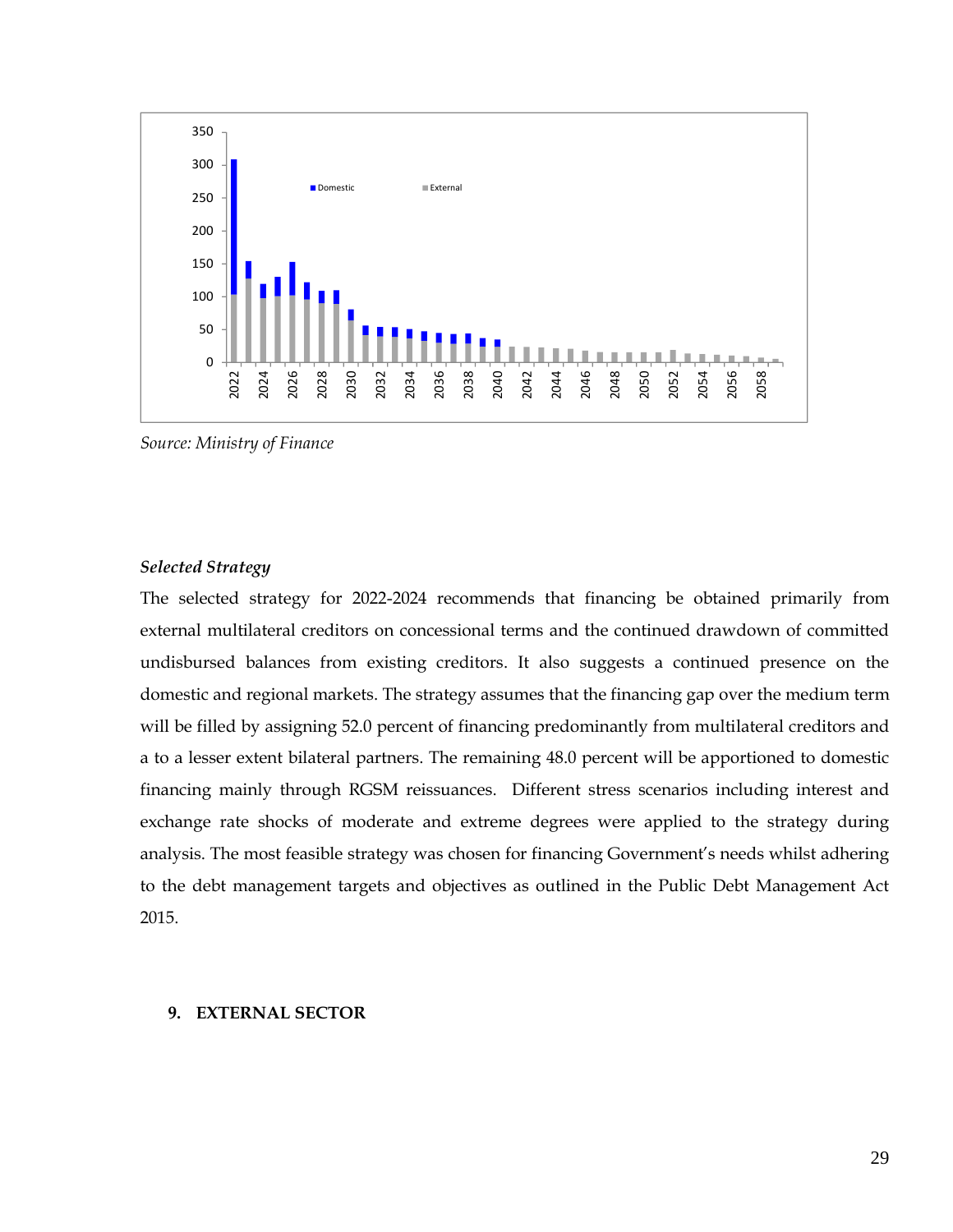Source: Ministry of Finance

***Selected Strategy***

The selected strategy for 2022-2024 recommends that financing be obtained primarily from external multilateral creditors on concessional terms and the continued drawdown of committed undisbursed balances from existing creditors. It also suggests a continued presence on the domestic and regional markets. The strategy assumes that the financing gap over the medium term will be filled by assigning 52.0 percent of financing predominantly from multilateral creditors and a to a lesser extent bilateral partners. The remaining 48.0 percent will be apportioned to domestic financing mainly through RGSM reissuances. Different stress scenarios including interest and exchange rate shocks of moderate and extreme degrees were applied to the strategy during analysis. The most feasible strategy was chosen for financing Government's needs whilst adhering to the debt management targets and objectives as outlined in the Public Debt Management Act 2015.

## 9. EXTERNAL SECTOR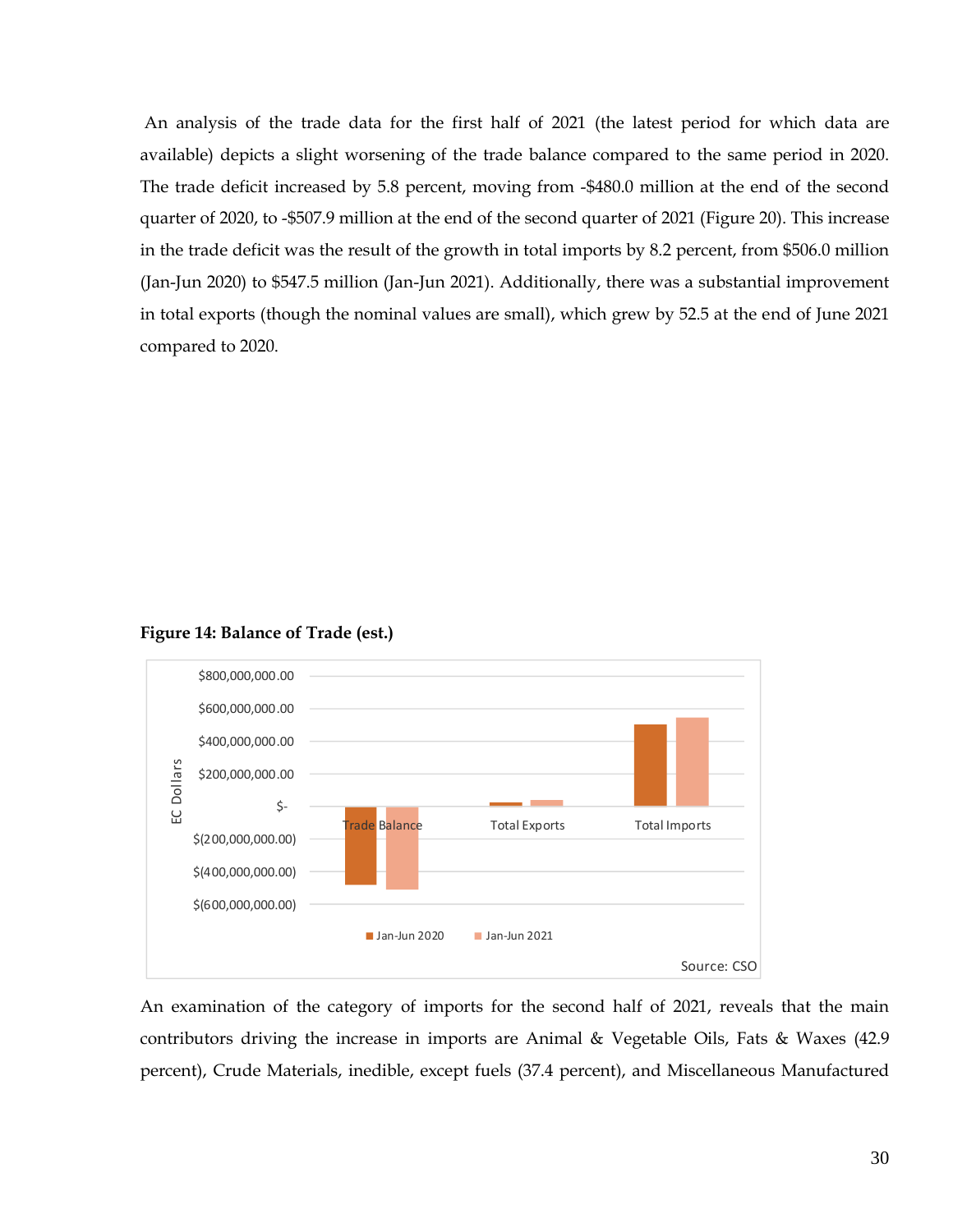An analysis of the trade data for the first half of 2021 (the latest period for which data are available) depicts a slight worsening of the trade balance compared to the same period in 2020. The trade deficit increased by 5.8 percent, moving from -$480.0 million at the end of the second quarter of 2020, to -$507.9 million at the end of the second quarter of 2021 (Figure 20). This increase in the trade deficit was the result of the growth in total imports by 8.2 percent, from $506.0 million (Jan-Jun 2020) to $547.5 million (Jan-Jun 2021). Additionally, there was a substantial improvement in total exports (though the nominal values are small), which grew by 52.5 at the end of June 2021 compared to 2020.

**Figure 14: Balance of Trade (est.)**

An examination of the category of imports for the second half of 2021, reveals that the main contributors driving the increase in imports are Animal & Vegetable Oils, Fats & Waxes (42.9 percent), Crude Materials, inedible, except fuels (37.4 percent), and Miscellaneous Manufactured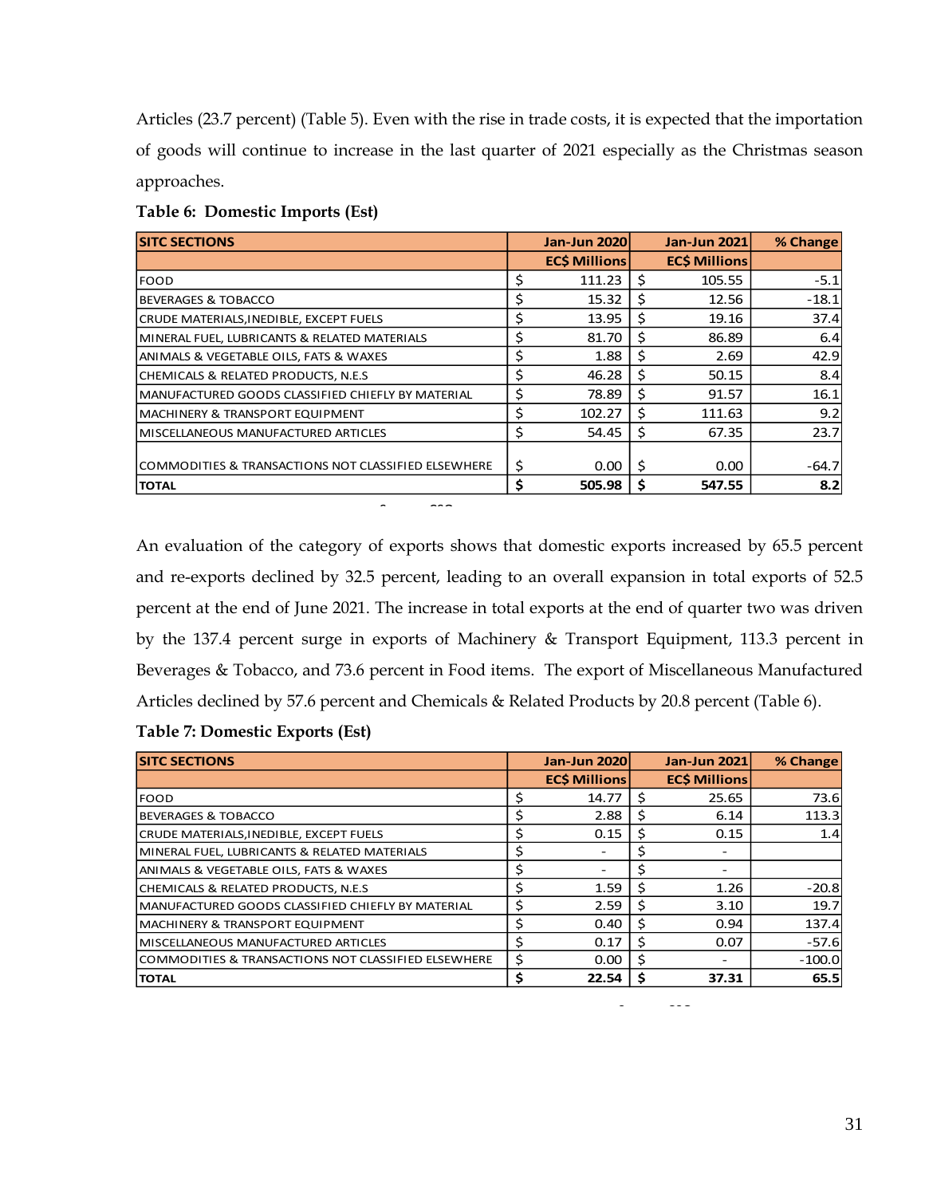Articles (23.7 percent) (Table 5). Even with the rise in trade costs, it is expected that the importation of goods will continue to increase in the last quarter of 2021 especially as the Christmas season approaches.

**Table 6: Domestic Imports (Est)**

| SITC SECTIONS | Jan-Jun 2020 | Jan-Jun 2021 | % Change |
|---|---|---|---|
| | EC$ Millions | EC$ Millions | |
| FOOD | $ 111.23 | $ 105.55 | -5.1 |
| BEVERAGES & TOBACCO | $ 15.32 | $ 12.56 | -18.1 |
| CRUDE MATERIALS,INEDIBLE, EXCEPT FUELS | $ 13.95 | $ 19.16 | 37.4 |
| MINERAL FUEL, LUBRICANTS & RELATED MATERIALS | $ 81.70 | $ 86.89 | 6.4 |
| ANIMALS & VEGETABLE OILS, FATS & WAXES | $ 1.88 | $ 2.69 | 42.9 |
| CHEMICALS & RELATED PRODUCTS, N.E.S | $ 46.28 | $ 50.15 | 8.4 |
| MANUFACTURED GOODS CLASSIFIED CHIEFLY BY MATERIAL | $ 78.89 | $ 91.57 | 16.1 |
| MACHINERY & TRANSPORT EQUIPMENT | $ 102.27 | $ 111.63 | 9.2 |
| MISCELLANEOUS MANUFACTURED ARTICLES | $ 54.45 | $ 67.35 | 23.7 |
| COMMODITIES & TRANSACTIONS NOT CLASSIFIED ELSEWHERE | $ 0.00 | $ 0.00 | -64.7 |
| **TOTAL** | **$ 505.98** | **$ 547.55** | **8.2** |

An evaluation of the category of exports shows that domestic exports increased by 65.5 percent and re-exports declined by 32.5 percent, leading to an overall expansion in total exports of 52.5 percent at the end of June 2021. The increase in total exports at the end of quarter two was driven by the 137.4 percent surge in exports of Machinery & Transport Equipment, 113.3 percent in Beverages & Tobacco, and 73.6 percent in Food items. The export of Miscellaneous Manufactured Articles declined by 57.6 percent and Chemicals & Related Products by 20.8 percent (Table 6).

**Table 7: Domestic Exports (Est)**

| SITC SECTIONS | Jan-Jun 2020 | Jan-Jun 2021 | % Change |
|---|---|---|---|
| | EC$ Millions | EC$ Millions | |
| FOOD | $ 14.77 | $ 25.65 | 73.6 |
| BEVERAGES & TOBACCO | $ 2.88 | $ 6.14 | 113.3 |
| CRUDE MATERIALS,INEDIBLE, EXCEPT FUELS | $ 0.15 | $ 0.15 | 1.4 |
| MINERAL FUEL, LUBRICANTS & RELATED MATERIALS | $ - | $ - | |
| ANIMALS & VEGETABLE OILS, FATS & WAXES | $ - | $ - | |
| CHEMICALS & RELATED PRODUCTS, N.E.S | $ 1.59 | $ 1.26 | -20.8 |
| MANUFACTURED GOODS CLASSIFIED CHIEFLY BY MATERIAL | $ 2.59 | $ 3.10 | 19.7 |
| MACHINERY & TRANSPORT EQUIPMENT | $ 0.40 | $ 0.94 | 137.4 |
| MISCELLANEOUS MANUFACTURED ARTICLES | $ 0.17 | $ 0.07 | -57.6 |
| COMMODITIES & TRANSACTIONS NOT CLASSIFIED ELSEWHERE | $ 0.00 | $ - | -100.0 |
| **TOTAL** | **$ 22.54** | **$ 37.31** | **65.5** |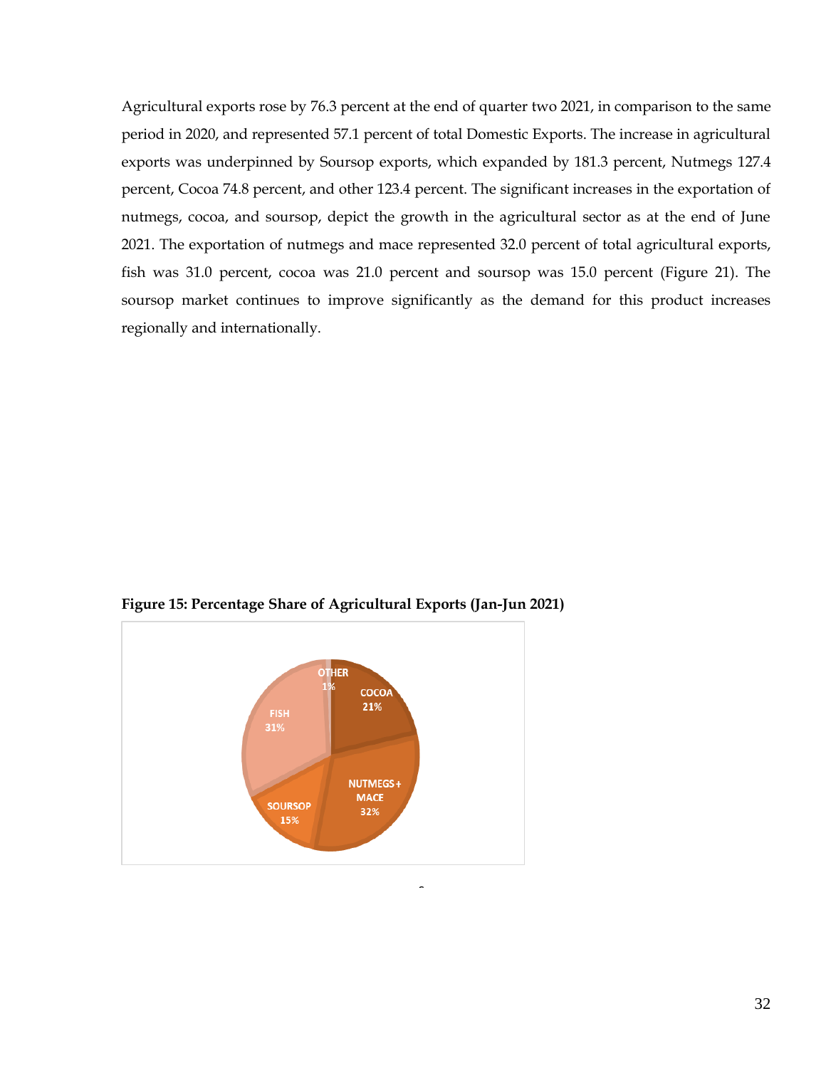Agricultural exports rose by 76.3 percent at the end of quarter two 2021, in comparison to the same period in 2020, and represented 57.1 percent of total Domestic Exports. The increase in agricultural exports was underpinned by Soursop exports, which expanded by 181.3 percent, Nutmegs 127.4 percent, Cocoa 74.8 percent, and other 123.4 percent. The significant increases in the exportation of nutmegs, cocoa, and soursop, depict the growth in the agricultural sector as at the end of June 2021. The exportation of nutmegs and mace represented 32.0 percent of total agricultural exports, fish was 31.0 percent, cocoa was 21.0 percent and soursop was 15.0 percent (Figure 21). The soursop market continues to improve significantly as the demand for this product increases regionally and internationally.

**Figure 15: Percentage Share of Agricultural Exports (Jan-Jun 2021)**

| Category | Share |
|---|---|
| COCOA | 21% |
| NUTMEGS + MACE | 32% |
| SOURSOP | 15% |
| FISH | 31% |
| OTHER | 1% |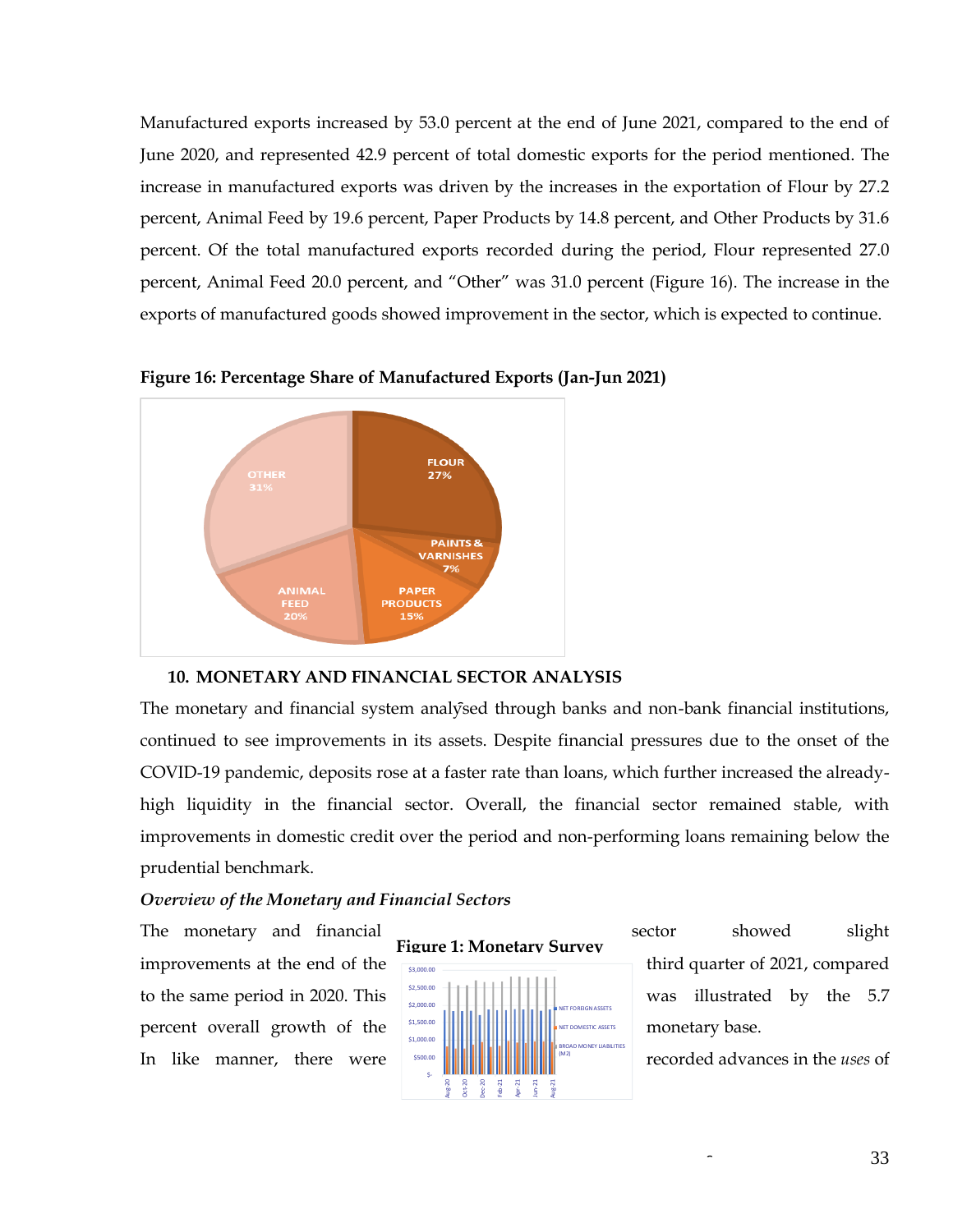Manufactured exports increased by 53.0 percent at the end of June 2021, compared to the end of June 2020, and represented 42.9 percent of total domestic exports for the period mentioned. The increase in manufactured exports was driven by the increases in the exportation of Flour by 27.2 percent, Animal Feed by 19.6 percent, Paper Products by 14.8 percent, and Other Products by 31.6 percent. Of the total manufactured exports recorded during the period, Flour represented 27.0 percent, Animal Feed 20.0 percent, and "Other" was 31.0 percent (Figure 16). The increase in the exports of manufactured goods showed improvement in the sector, which is expected to continue.

**Figure 16: Percentage Share of Manufactured Exports (Jan-Jun 2021)**

## 10. MONETARY AND FINANCIAL SECTOR ANALYSIS

The monetary and financial system analysed through banks and non-bank financial institutions, continued to see improvements in its assets. Despite financial pressures due to the onset of the COVID-19 pandemic, deposits rose at a faster rate than loans, which further increased the already-high liquidity in the financial sector. Overall, the financial sector remained stable, with improvements in domestic credit over the period and non-performing loans remaining below the prudential benchmark.

*Overview of the Monetary and Financial Sectors*

The monetary and financial sector showed slight improvements at the end of the third quarter of 2021, compared to the same period in 2020. This was illustrated by the 5.7 percent overall growth of the monetary base. In like manner, there were recorded advances in the *uses* of

**Figure 1: Monetary Survey**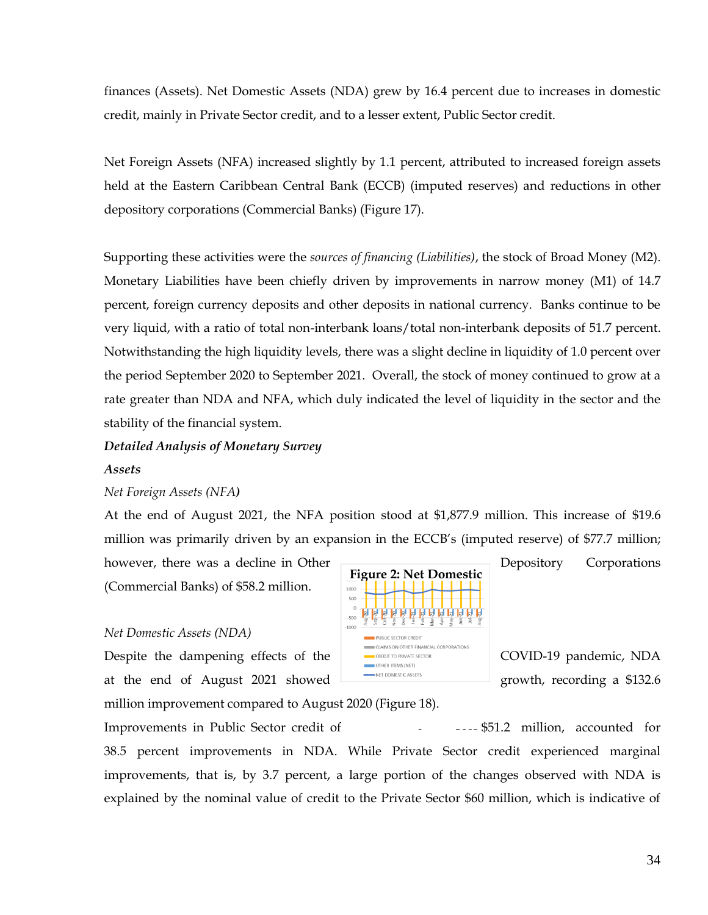finances (Assets). Net Domestic Assets (NDA) grew by 16.4 percent due to increases in domestic credit, mainly in Private Sector credit, and to a lesser extent, Public Sector credit.

Net Foreign Assets (NFA) increased slightly by 1.1 percent, attributed to increased foreign assets held at the Eastern Caribbean Central Bank (ECCB) (imputed reserves) and reductions in other depository corporations (Commercial Banks) (Figure 17).

Supporting these activities were the *sources of financing (Liabilities)*, the stock of Broad Money (M2). Monetary Liabilities have been chiefly driven by improvements in narrow money (M1) of 14.7 percent, foreign currency deposits and other deposits in national currency. Banks continue to be very liquid, with a ratio of total non-interbank loans/total non-interbank deposits of 51.7 percent. Notwithstanding the high liquidity levels, there was a slight decline in liquidity of 1.0 percent over the period September 2020 to September 2021. Overall, the stock of money continued to grow at a rate greater than NDA and NFA, which duly indicated the level of liquidity in the sector and the stability of the financial system.

***Detailed Analysis of Monetary Survey***

***Assets***

*Net Foreign Assets (NFA)*

At the end of August 2021, the NFA position stood at $1,877.9 million. This increase of $19.6 million was primarily driven by an expansion in the ECCB's (imputed reserve) of $77.7 million; however, there was a decline in Other Depository Corporations (Commercial Banks) of $58.2 million.

**Figure 2: Net Domestic**

*Net Domestic Assets (NDA)*

Despite the dampening effects of the COVID-19 pandemic, NDA at the end of August 2021 showed growth, recording a $132.6 million improvement compared to August 2020 (Figure 18).

Improvements in Public Sector credit of $51.2 million, accounted for 38.5 percent improvements in NDA. While Private Sector credit experienced marginal improvements, that is, by 3.7 percent, a large portion of the changes observed with NDA is explained by the nominal value of credit to the Private Sector $60 million, which is indicative of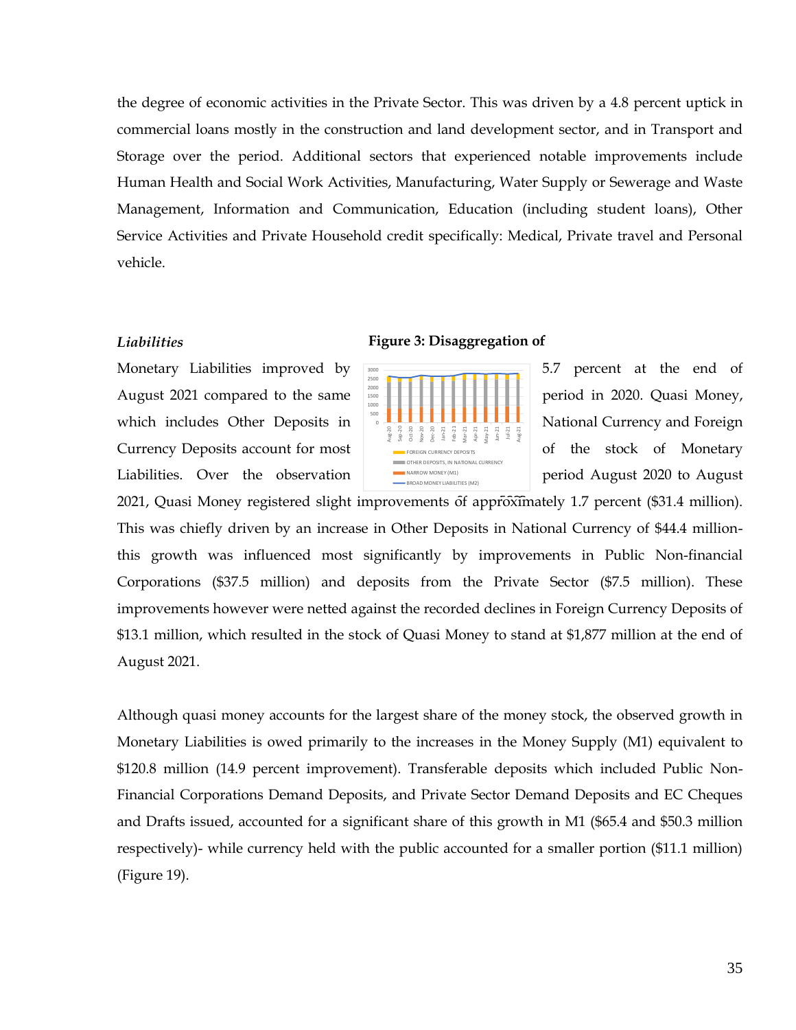the degree of economic activities in the Private Sector. This was driven by a 4.8 percent uptick in commercial loans mostly in the construction and land development sector, and in Transport and Storage over the period. Additional sectors that experienced notable improvements include Human Health and Social Work Activities, Manufacturing, Water Supply or Sewerage and Waste Management, Information and Communication, Education (including student loans), Other Service Activities and Private Household credit specifically: Medical, Private travel and Personal vehicle.

***Liabilities***

**Figure 3: Disaggregation of**

Monetary Liabilities improved by 5.7 percent at the end of August 2021 compared to the same period in 2020. Quasi Money, which includes Other Deposits in National Currency and Foreign Currency Deposits account for most of the stock of Monetary Liabilities. Over the observation period August 2020 to August 2021, Quasi Money registered slight improvements of approximately 1.7 percent ($31.4 million). This was chiefly driven by an increase in Other Deposits in National Currency of $44.4 million- this growth was influenced most significantly by improvements in Public Non-financial Corporations ($37.5 million) and deposits from the Private Sector ($7.5 million). These improvements however were netted against the recorded declines in Foreign Currency Deposits of $13.1 million, which resulted in the stock of Quasi Money to stand at $1,877 million at the end of August 2021.

Although quasi money accounts for the largest share of the money stock, the observed growth in Monetary Liabilities is owed primarily to the increases in the Money Supply (M1) equivalent to $120.8 million (14.9 percent improvement). Transferable deposits which included Public Non-Financial Corporations Demand Deposits, and Private Sector Demand Deposits and EC Cheques and Drafts issued, accounted for a significant share of this growth in M1 ($65.4 and $50.3 million respectively)- while currency held with the public accounted for a smaller portion ($11.1 million) (Figure 19).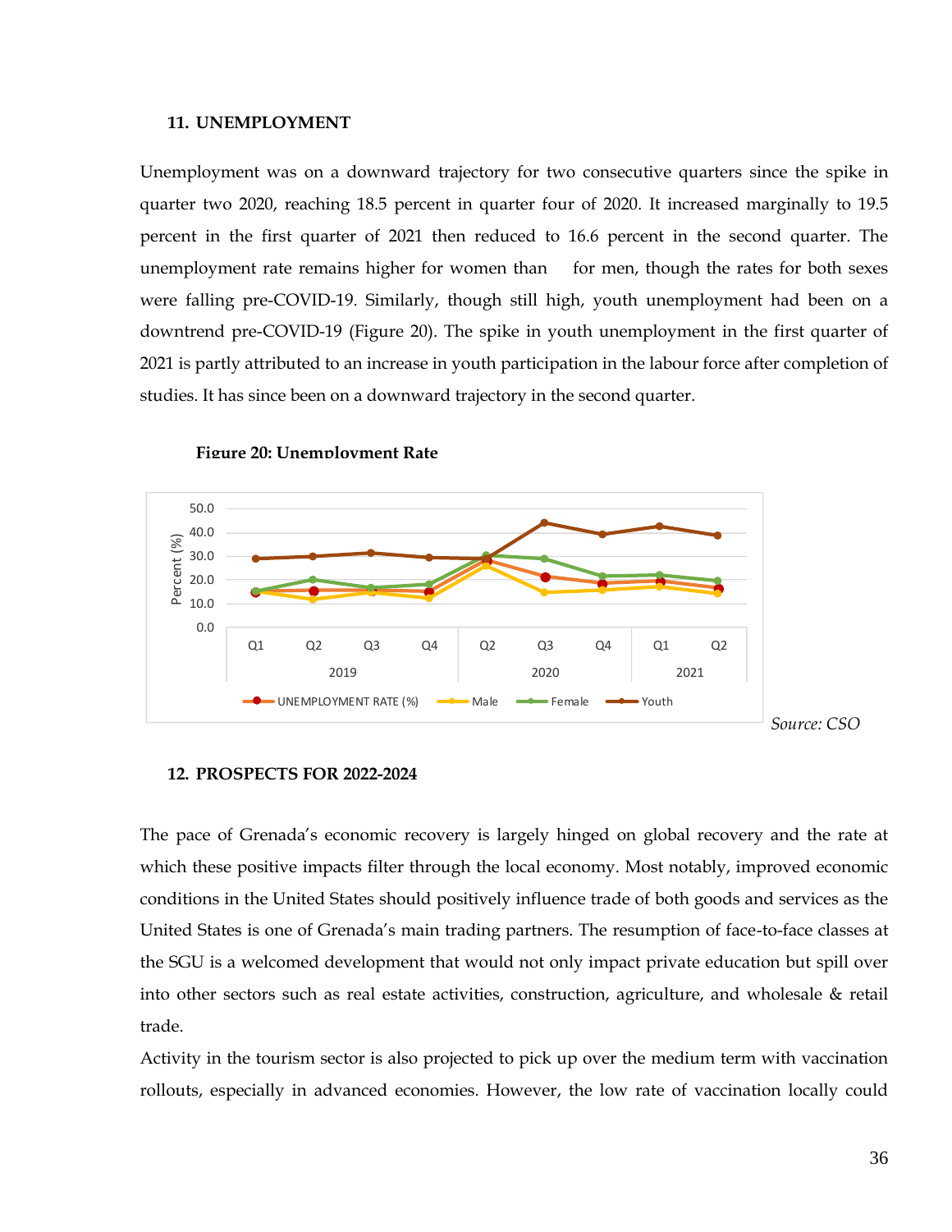## 11. UNEMPLOYMENT

Unemployment was on a downward trajectory for two consecutive quarters since the spike in quarter two 2020, reaching 18.5 percent in quarter four of 2020. It increased marginally to 19.5 percent in the first quarter of 2021 then reduced to 16.6 percent in the second quarter. The unemployment rate remains higher for women than for men, though the rates for both sexes were falling pre-COVID-19. Similarly, though still high, youth unemployment had been on a downtrend pre-COVID-19 (Figure 20). The spike in youth unemployment in the first quarter of 2021 is partly attributed to an increase in youth participation in the labour force after completion of studies. It has since been on a downward trajectory in the second quarter.

**Figure 20: Unemployment Rate**

*Source: CSO*

## 12. PROSPECTS FOR 2022-2024

The pace of Grenada's economic recovery is largely hinged on global recovery and the rate at which these positive impacts filter through the local economy. Most notably, improved economic conditions in the United States should positively influence trade of both goods and services as the United States is one of Grenada's main trading partners. The resumption of face-to-face classes at the SGU is a welcomed development that would not only impact private education but spill over into other sectors such as real estate activities, construction, agriculture, and wholesale & retail trade.

Activity in the tourism sector is also projected to pick up over the medium term with vaccination rollouts, especially in advanced economies. However, the low rate of vaccination locally could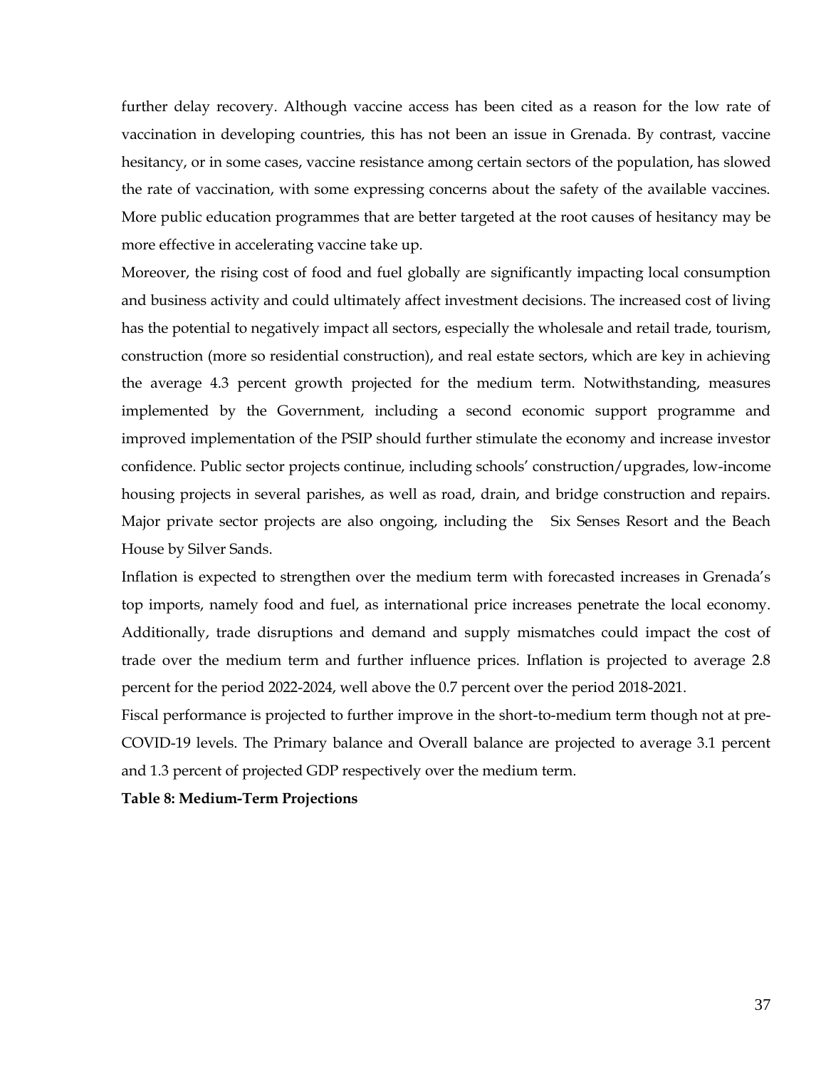further delay recovery. Although vaccine access has been cited as a reason for the low rate of vaccination in developing countries, this has not been an issue in Grenada. By contrast, vaccine hesitancy, or in some cases, vaccine resistance among certain sectors of the population, has slowed the rate of vaccination, with some expressing concerns about the safety of the available vaccines. More public education programmes that are better targeted at the root causes of hesitancy may be more effective in accelerating vaccine take up.

Moreover, the rising cost of food and fuel globally are significantly impacting local consumption and business activity and could ultimately affect investment decisions. The increased cost of living has the potential to negatively impact all sectors, especially the wholesale and retail trade, tourism, construction (more so residential construction), and real estate sectors, which are key in achieving the average 4.3 percent growth projected for the medium term. Notwithstanding, measures implemented by the Government, including a second economic support programme and improved implementation of the PSIP should further stimulate the economy and increase investor confidence. Public sector projects continue, including schools' construction/upgrades, low-income housing projects in several parishes, as well as road, drain, and bridge construction and repairs. Major private sector projects are also ongoing, including the Six Senses Resort and the Beach House by Silver Sands.

Inflation is expected to strengthen over the medium term with forecasted increases in Grenada's top imports, namely food and fuel, as international price increases penetrate the local economy. Additionally, trade disruptions and demand and supply mismatches could impact the cost of trade over the medium term and further influence prices. Inflation is projected to average 2.8 percent for the period 2022-2024, well above the 0.7 percent over the period 2018-2021.

Fiscal performance is projected to further improve in the short-to-medium term though not at pre-COVID-19 levels. The Primary balance and Overall balance are projected to average 3.1 percent and 1.3 percent of projected GDP respectively over the medium term.

**Table 8: Medium-Term Projections**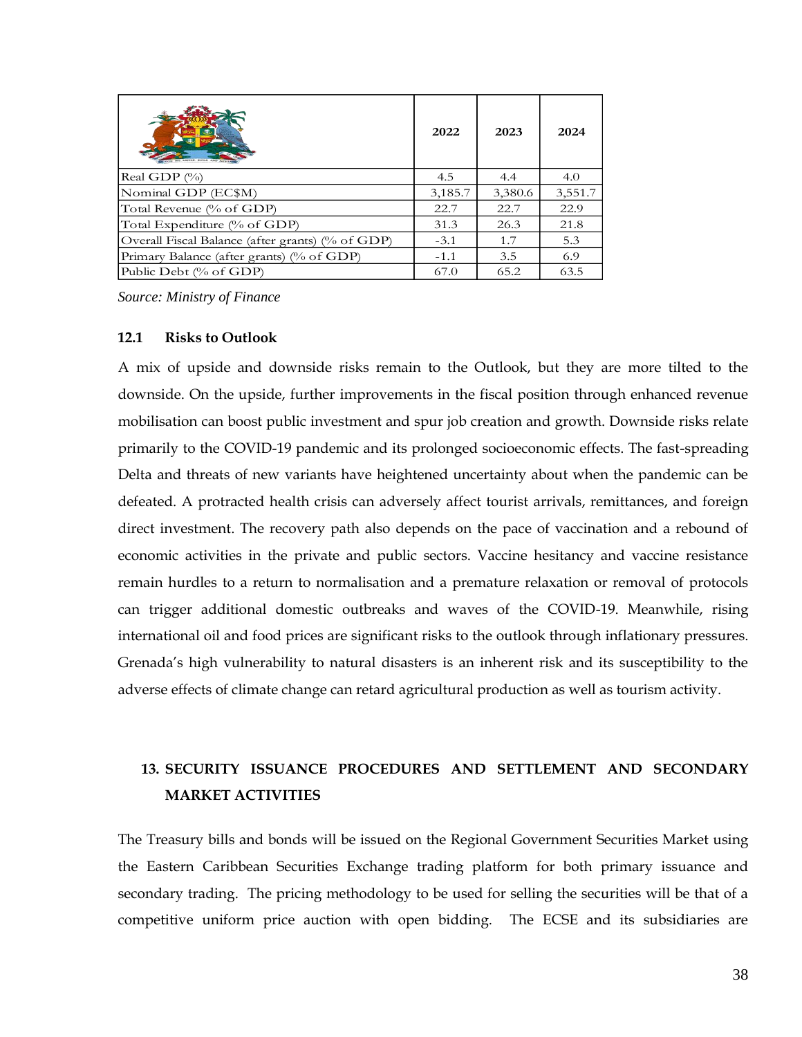| | 2022 | 2023 | 2024 |
|---|---|---|---|
| Real GDP (%) | 4.5 | 4.4 | 4.0 |
| Nominal GDP (EC$M) | 3,185.7 | 3,380.6 | 3,551.7 |
| Total Revenue (% of GDP) | 22.7 | 22.7 | 22.9 |
| Total Expenditure (% of GDP) | 31.3 | 26.3 | 21.8 |
| Overall Fiscal Balance (after grants) (% of GDP) | -3.1 | 1.7 | 5.3 |
| Primary Balance (after grants) (% of GDP) | -1.1 | 3.5 | 6.9 |
| Public Debt (% of GDP) | 67.0 | 65.2 | 63.5 |

*Source: Ministry of Finance*

### 12.1 Risks to Outlook

A mix of upside and downside risks remain to the Outlook, but they are more tilted to the downside. On the upside, further improvements in the fiscal position through enhanced revenue mobilisation can boost public investment and spur job creation and growth. Downside risks relate primarily to the COVID-19 pandemic and its prolonged socioeconomic effects. The fast-spreading Delta and threats of new variants have heightened uncertainty about when the pandemic can be defeated. A protracted health crisis can adversely affect tourist arrivals, remittances, and foreign direct investment. The recovery path also depends on the pace of vaccination and a rebound of economic activities in the private and public sectors. Vaccine hesitancy and vaccine resistance remain hurdles to a return to normalisation and a premature relaxation or removal of protocols can trigger additional domestic outbreaks and waves of the COVID-19. Meanwhile, rising international oil and food prices are significant risks to the outlook through inflationary pressures. Grenada's high vulnerability to natural disasters is an inherent risk and its susceptibility to the adverse effects of climate change can retard agricultural production as well as tourism activity.

## 13. SECURITY ISSUANCE PROCEDURES AND SETTLEMENT AND SECONDARY MARKET ACTIVITIES

The Treasury bills and bonds will be issued on the Regional Government Securities Market using the Eastern Caribbean Securities Exchange trading platform for both primary issuance and secondary trading. The pricing methodology to be used for selling the securities will be that of a competitive uniform price auction with open bidding. The ECSE and its subsidiaries are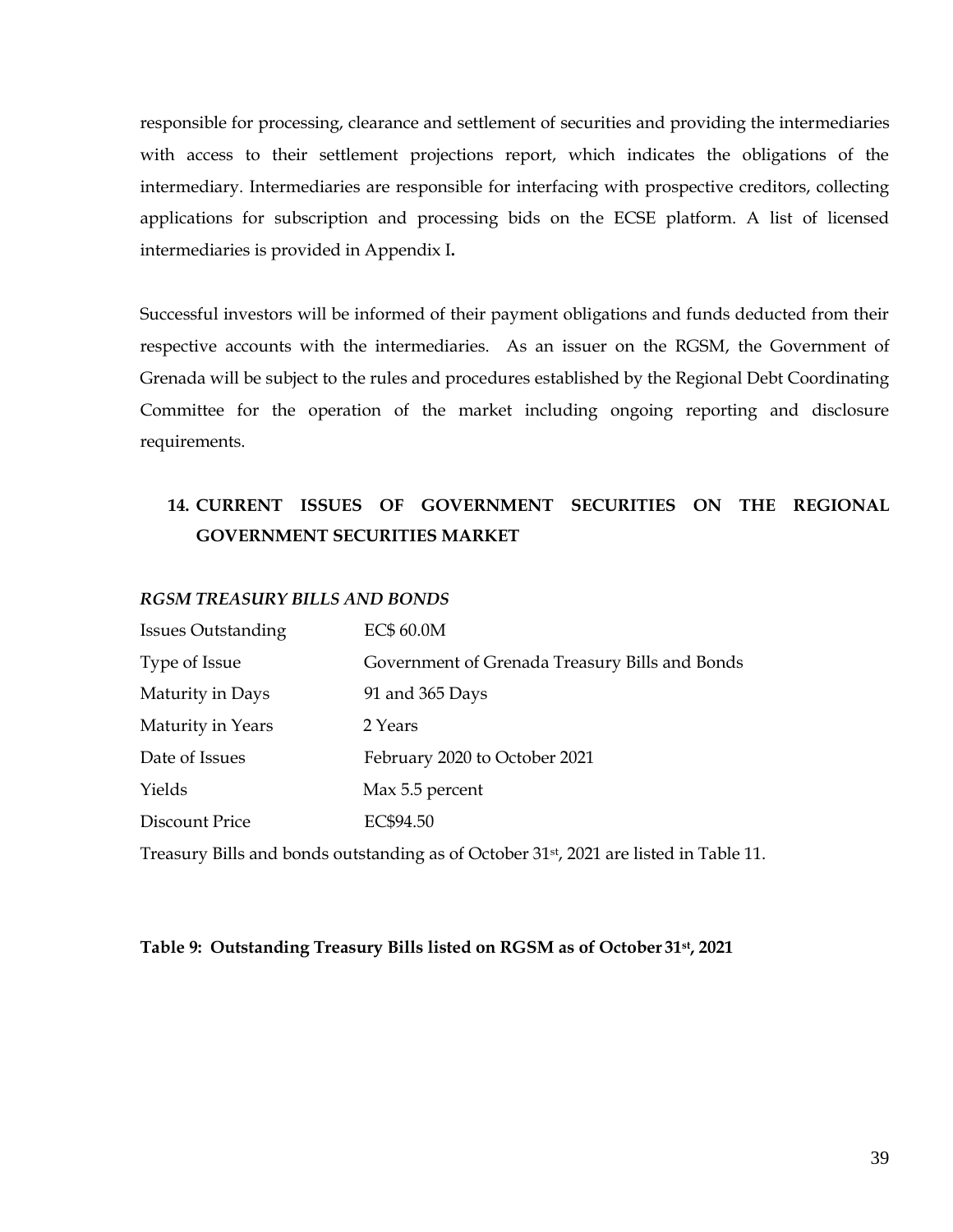responsible for processing, clearance and settlement of securities and providing the intermediaries with access to their settlement projections report, which indicates the obligations of the intermediary. Intermediaries are responsible for interfacing with prospective creditors, collecting applications for subscription and processing bids on the ECSE platform. A list of licensed intermediaries is provided in Appendix I**.**

Successful investors will be informed of their payment obligations and funds deducted from their respective accounts with the intermediaries. As an issuer on the RGSM, the Government of Grenada will be subject to the rules and procedures established by the Regional Debt Coordinating Committee for the operation of the market including ongoing reporting and disclosure requirements.

## 14. CURRENT ISSUES OF GOVERNMENT SECURITIES ON THE REGIONAL GOVERNMENT SECURITIES MARKET

***RGSM TREASURY BILLS AND BONDS***

| | |
|---|---|
| Issues Outstanding | EC$ 60.0M |
| Type of Issue | Government of Grenada Treasury Bills and Bonds |
| Maturity in Days | 91 and 365 Days |
| Maturity in Years | 2 Years |
| Date of Issues | February 2020 to October 2021 |
| Yields | Max 5.5 percent |
| Discount Price | EC$94.50 |

Treasury Bills and bonds outstanding as of October 31st, 2021 are listed in Table 11.

**Table 9: Outstanding Treasury Bills listed on RGSM as of October 31st, 2021**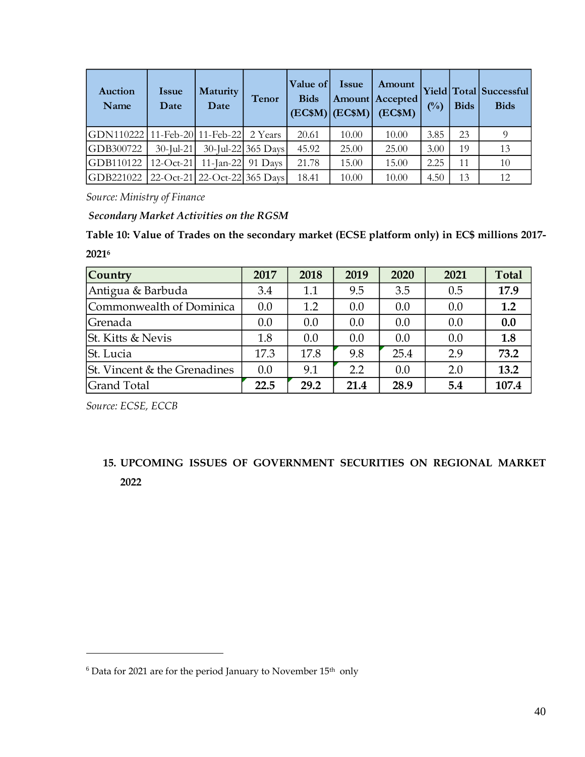| Auction Name | Issue Date | Maturity Date | Tenor | Value of Bids (EC$M) | Issue Amount (EC$M) | Amount Accepted (EC$M) | Yield (%) | Total Bids | Successful Bids |
|---|---|---|---|---|---|---|---|---|---|
| GDN110222 | 11-Feb-20 | 11-Feb-22 | 2 Years | 20.61 | 10.00 | 10.00 | 3.85 | 23 | 9 |
| GDB300722 | 30-Jul-21 | 30-Jul-22 | 365 Days | 45.92 | 25.00 | 25.00 | 3.00 | 19 | 13 |
| GDB110122 | 12-Oct-21 | 11-Jan-22 | 91 Days | 21.78 | 15.00 | 15.00 | 2.25 | 11 | 10 |
| GDB221022 | 22-Oct-21 | 22-Oct-22 | 365 Days | 18.41 | 10.00 | 10.00 | 4.50 | 13 | 12 |

*Source: Ministry of Finance*

***Secondary Market Activities on the RGSM***

**Table 10: Value of Trades on the secondary market (ECSE platform only) in EC$ millions 2017-2021[6]**

| Country | 2017 | 2018 | 2019 | 2020 | 2021 | Total |
|---|---|---|---|---|---|---|
| Antigua & Barbuda | 3.4 | 1.1 | 9.5 | 3.5 | 0.5 | **17.9** |
| Commonwealth of Dominica | 0.0 | 1.2 | 0.0 | 0.0 | 0.0 | **1.2** |
| Grenada | 0.0 | 0.0 | 0.0 | 0.0 | 0.0 | **0.0** |
| St. Kitts & Nevis | 1.8 | 0.0 | 0.0 | 0.0 | 0.0 | **1.8** |
| St. Lucia | 17.3 | 17.8 | 9.8 | 25.4 | 2.9 | **73.2** |
| St. Vincent & the Grenadines | 0.0 | 9.1 | 2.2 | 0.0 | 2.0 | **13.2** |
| Grand Total | **22.5** | **29.2** | **21.4** | **28.9** | **5.4** | **107.4** |

*Source: ECSE, ECCB*

## 15. UPCOMING ISSUES OF GOVERNMENT SECURITIES ON REGIONAL MARKET 2022

[6] Data for 2021 are for the period January to November 15th only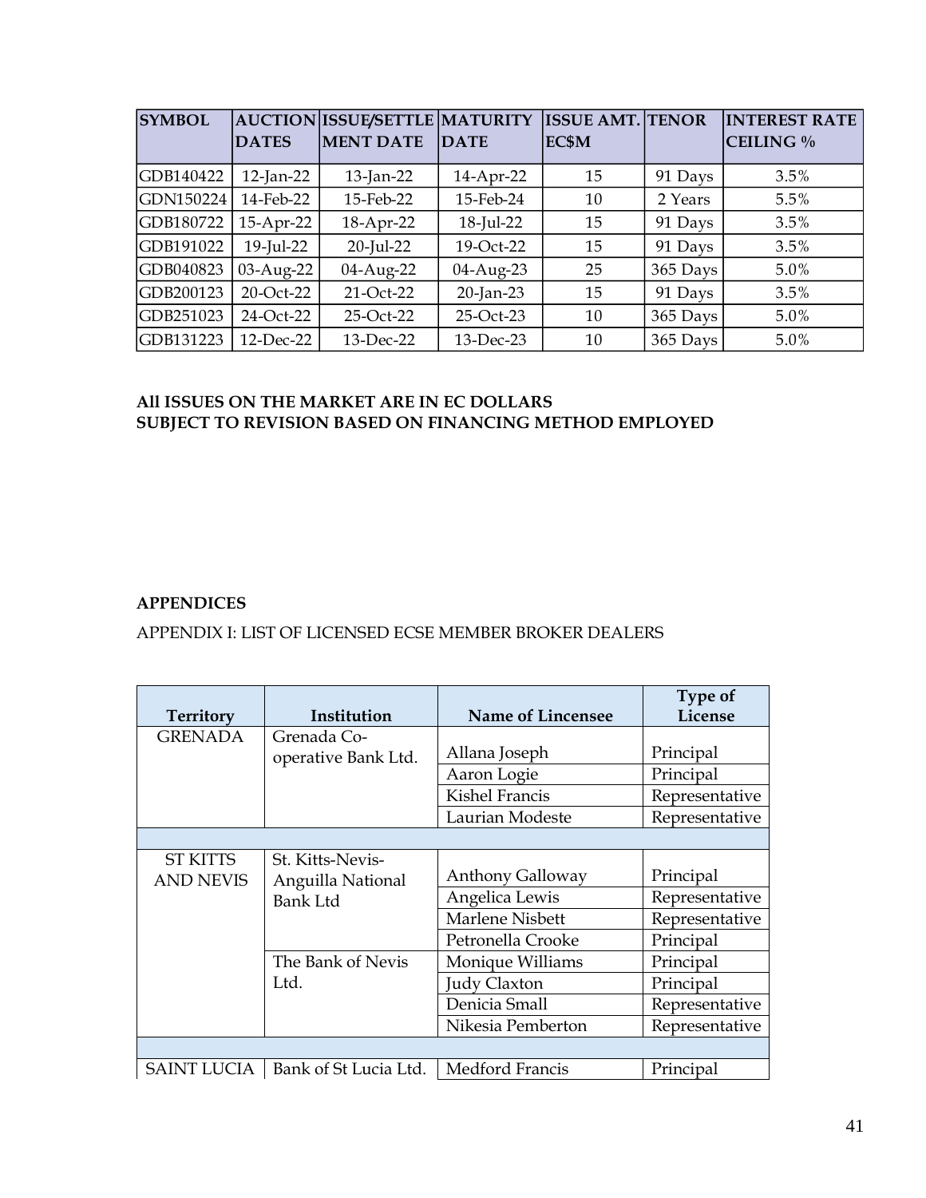| SYMBOL | AUCTION DATES | ISSUE/SETTLE MENT DATE | MATURITY DATE | ISSUE AMT. EC$M | TENOR | INTEREST RATE CEILING % |
|---|---|---|---|---|---|---|
| GDB140422 | 12-Jan-22 | 13-Jan-22 | 14-Apr-22 | 15 | 91 Days | 3.5% |
| GDN150224 | 14-Feb-22 | 15-Feb-22 | 15-Feb-24 | 10 | 2 Years | 5.5% |
| GDB180722 | 15-Apr-22 | 18-Apr-22 | 18-Jul-22 | 15 | 91 Days | 3.5% |
| GDB191022 | 19-Jul-22 | 20-Jul-22 | 19-Oct-22 | 15 | 91 Days | 3.5% |
| GDB040823 | 03-Aug-22 | 04-Aug-22 | 04-Aug-23 | 25 | 365 Days | 5.0% |
| GDB200123 | 20-Oct-22 | 21-Oct-22 | 20-Jan-23 | 15 | 91 Days | 3.5% |
| GDB251023 | 24-Oct-22 | 25-Oct-22 | 25-Oct-23 | 10 | 365 Days | 5.0% |
| GDB131223 | 12-Dec-22 | 13-Dec-22 | 13-Dec-23 | 10 | 365 Days | 5.0% |

**All ISSUES ON THE MARKET ARE IN EC DOLLARS**
**SUBJECT TO REVISION BASED ON FINANCING METHOD EMPLOYED**

## APPENDICES

APPENDIX I: LIST OF LICENSED ECSE MEMBER BROKER DEALERS

| Territory | Institution | Name of Lincensee | Type of License |
|---|---|---|---|
| GRENADA | Grenada Co-operative Bank Ltd. | Allana Joseph | Principal |
| | | Aaron Logie | Principal |
| | | Kishel Francis | Representative |
| | | Laurian Modeste | Representative |
| | | | |
| ST KITTS AND NEVIS | St. Kitts-Nevis-Anguilla National Bank Ltd | Anthony Galloway | Principal |
| | | Angelica Lewis | Representative |
| | | Marlene Nisbett | Representative |
| | | Petronella Crooke | Principal |
| | The Bank of Nevis Ltd. | Monique Williams | Principal |
| | | Judy Claxton | Principal |
| | | Denicia Small | Representative |
| | | Nikesia Pemberton | Representative |
| | | | |
| SAINT LUCIA | Bank of St Lucia Ltd. | Medford Francis | Principal |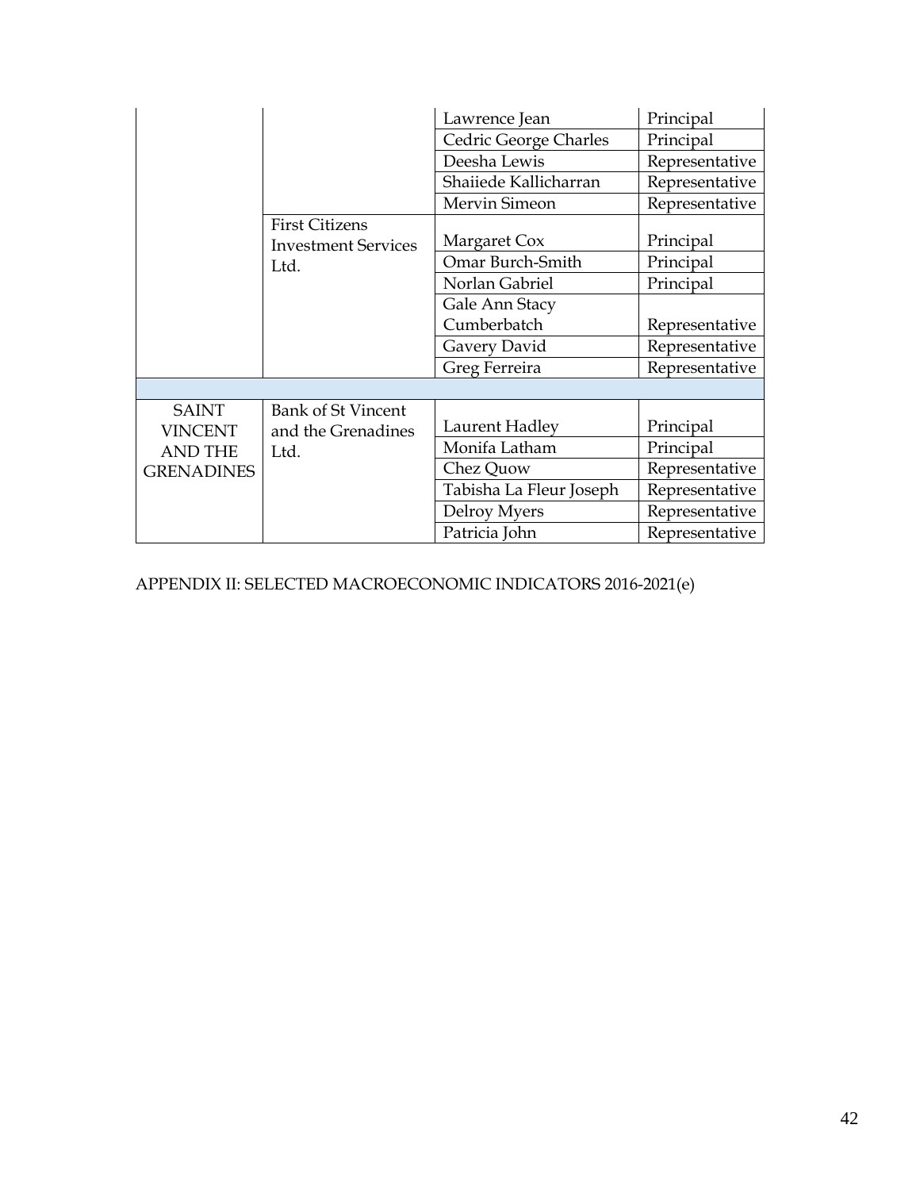| | | | |
|---|---|---|---|
| | | Lawrence Jean | Principal |
| | | Cedric George Charles | Principal |
| | | Deesha Lewis | Representative |
| | | Shaiiede Kallicharran | Representative |
| | | Mervin Simeon | Representative |
| | First Citizens Investment Services Ltd. | Margaret Cox | Principal |
| | | Omar Burch-Smith | Principal |
| | | Norlan Gabriel | Principal |
| | | Gale Ann Stacy Cumberbatch | Representative |
| | | Gavery David | Representative |
| | | Greg Ferreira | Representative |
| | | | |
| SAINT VINCENT AND THE GRENADINES | Bank of St Vincent and the Grenadines Ltd. | Laurent Hadley | Principal |
| | | Monifa Latham | Principal |
| | | Chez Quow | Representative |
| | | Tabisha La Fleur Joseph | Representative |
| | | Delroy Myers | Representative |
| | | Patricia John | Representative |

APPENDIX II: SELECTED MACROECONOMIC INDICATORS 2016-2021(e)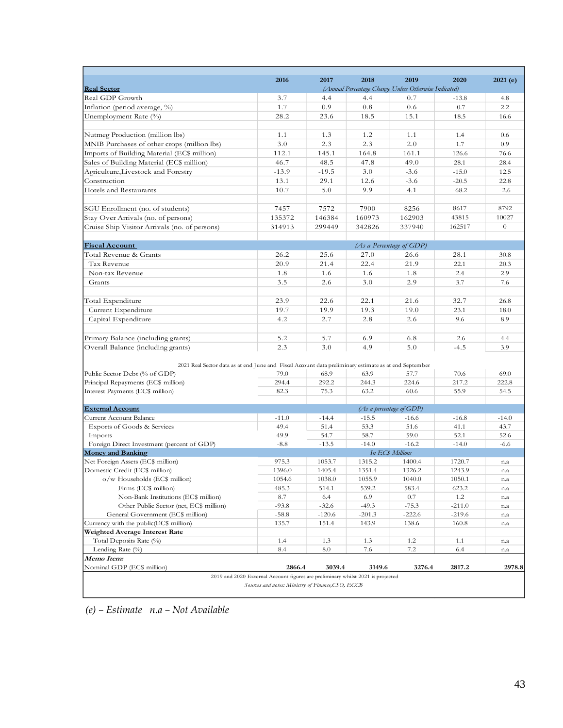| | 2016 | 2017 | 2018 | 2019 | 2020 | 2021 (e) |
|---|---|---|---|---|---|---|
| **Real Sector** | *(Annual Percentage Change Unless Otherwise Indicated)* | | | | | |
| Real GDP Growth | 3.7 | 4.4 | 4.4 | 0.7 | -13.8 | 4.8 |
| Inflation (period average, %) | 1.7 | 0.9 | 0.8 | 0.6 | -0.7 | 2.2 |
| Unemployment Rate (%) | 28.2 | 23.6 | 18.5 | 15.1 | 18.5 | 16.6 |
| | | | | | | |
| Nutmeg Production (million lbs) | 1.1 | 1.3 | 1.2 | 1.1 | 1.4 | 0.6 |
| MNIB Purchases of other crops (million lbs) | 3.0 | 2.3 | 2.3 | 2.0 | 1.7 | 0.9 |
| Imports of Building Material (EC$ million) | 112.1 | 145.1 | 164.8 | 161.1 | 126.6 | 76.6 |
| Sales of Building Material (EC$ million) | 46.7 | 48.5 | 47.8 | 49.0 | 28.1 | 28.4 |
| Agriculture,Livestock and Forestry | -13.9 | -19.5 | 3.0 | -3.6 | -15.0 | 12.5 |
| Construction | 13.1 | 29.1 | 12.6 | -3.6 | -20.5 | 22.8 |
| Hotels and Restaurants | 10.7 | 5.0 | 9.9 | 4.1 | -68.2 | -2.6 |
| | | | | | | |
| SGU Enrollment (no. of students) | 7457 | 7572 | 7900 | 8256 | 8617 | 8792 |
| Stay Over Arrivals (no. of persons) | 135372 | 146384 | 160973 | 162903 | 43815 | 10027 |
| Cruise Ship Visitor Arrivals (no. of persons) | 314913 | 299449 | 342826 | 337940 | 162517 | 0 |
| | | | | | | |
| **Fiscal Account** | *(As a Percentage of GDP)* | | | | | |
| Total Revenue & Grants | 26.2 | 25.6 | 27.0 | 26.6 | 28.1 | 30.8 |
| Tax Revenue | 20.9 | 21.4 | 22.4 | 21.9 | 22.1 | 20.3 |
| Non-tax Revenue | 1.8 | 1.6 | 1.6 | 1.8 | 2.4 | 2.9 |
| Grants | 3.5 | 2.6 | 3.0 | 2.9 | 3.7 | 7.6 |
| | | | | | | |
| Total Expenditure | 23.9 | 22.6 | 22.1 | 21.6 | 32.7 | 26.8 |
| Current Expenditure | 19.7 | 19.9 | 19.3 | 19.0 | 23.1 | 18.0 |
| Capital Expenditure | 4.2 | 2.7 | 2.8 | 2.6 | 9.6 | 8.9 |
| | | | | | | |
| Primary Balance (including grants) | 5.2 | 5.7 | 6.9 | 6.8 | -2.6 | 4.4 |
| Overall Balance (including grants) | 2.3 | 3.0 | 4.9 | 5.0 | -4.5 | 3.9 |
| 2021 Real Sector data as at end June and Fiscal Account data preliminary estimate as at end September | | | | | | |
| Public Sector Debt (% of GDP) | 79.0 | 68.9 | 63.9 | 57.7 | 70.6 | 69.0 |
| Principal Repayments (EC$ million) | 294.4 | 292.2 | 244.3 | 224.6 | 217.2 | 222.8 |
| Interest Payments (EC$ million) | 82.3 | 75.3 | 63.2 | 60.6 | 55.9 | 54.5 |
| | | | | | | |
| **External Account** | *(As a percentage of GDP)* | | | | | |
| Current Account Balance | -11.0 | -14.4 | -15.5 | -16.6 | -16.8 | -14.0 |
| Exports of Goods & Services | 49.4 | 51.4 | 53.3 | 51.6 | 41.1 | 43.7 |
| Imports | 49.9 | 54.7 | 58.7 | 59.0 | 52.1 | 52.6 |
| Foreign Direct Investment (percent of GDP) | -8.8 | -13.5 | -14.0 | -16.2 | -14.0 | -6.6 |
| **Money and Banking** | *In EC$ Millions* | | | | | |
| Net Foreign Assets (EC$ million) | 975.3 | 1053.7 | 1315.2 | 1400.4 | 1720.7 | n.a |
| Domestic Credit (EC$ million) | 1396.0 | 1405.4 | 1351.4 | 1326.2 | 1243.9 | n.a |
| o/w Households (EC$ million) | 1054.6 | 1038.0 | 1055.9 | 1040.0 | 1050.1 | n.a |
| Firms (EC$ million) | 485.3 | 514.1 | 539.2 | 583.4 | 623.2 | n.a |
| Non-Bank Institutions (EC$ million) | 8.7 | 6.4 | 6.9 | 0.7 | 1.2 | n.a |
| Other Public Sector (net, EC$ million) | -93.8 | -32.6 | -49.3 | -75.3 | -211.0 | n.a |
| General Government (EC$ million) | -58.8 | -120.6 | -201.3 | -222.6 | -219.6 | n.a |
| Currency with the public(EC$ million) | 135.7 | 151.4 | 143.9 | 138.6 | 160.8 | n.a |
| **Weighted Average Interest Rate** | | | | | | |
| Total Deposits Rate (%) | 1.4 | 1.3 | 1.3 | 1.2 | 1.1 | n.a |
| Lending Rate (%) | 8.4 | 8.0 | 7.6 | 7.2 | 6.4 | n.a |
| ***Memo Item:*** | | | | | | |
| Nominal GDP (EC$ million) | **2866.4** | **3039.4** | **3149.6** | **3276.4** | **2817.2** | **2978.8** |

2019 and 2020 External Account figures are preliminary whilst 2021 is projected

*Sources and notes: Ministry of Finance,CSO, ECCB*

*(e) – Estimate n.a – Not Available*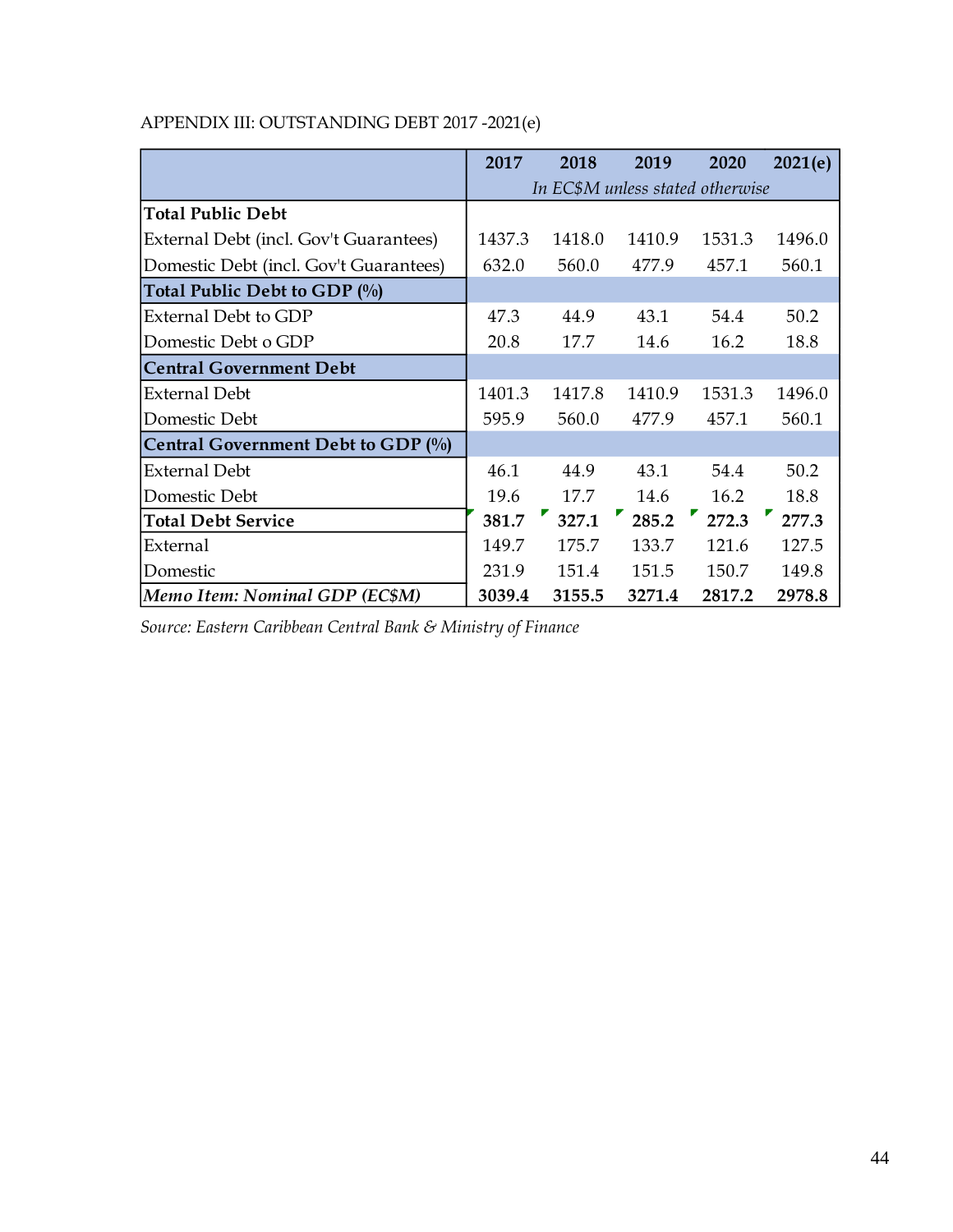APPENDIX III: OUTSTANDING DEBT 2017 -2021(e)

| | 2017 | 2018 | 2019 | 2020 | 2021(e) |
|---|---|---|---|---|---|
| | *In EC$M unless stated otherwise* | | | | |
| **Total Public Debt** | | | | | |
| External Debt (incl. Gov't Guarantees) | 1437.3 | 1418.0 | 1410.9 | 1531.3 | 1496.0 |
| Domestic Debt (incl. Gov't Guarantees) | 632.0 | 560.0 | 477.9 | 457.1 | 560.1 |
| **Total Public Debt to GDP (%)** | | | | | |
| External Debt to GDP | 47.3 | 44.9 | 43.1 | 54.4 | 50.2 |
| Domestic Debt o GDP | 20.8 | 17.7 | 14.6 | 16.2 | 18.8 |
| **Central Government Debt** | | | | | |
| External Debt | 1401.3 | 1417.8 | 1410.9 | 1531.3 | 1496.0 |
| Domestic Debt | 595.9 | 560.0 | 477.9 | 457.1 | 560.1 |
| **Central Government Debt to GDP (%)** | | | | | |
| External Debt | 46.1 | 44.9 | 43.1 | 54.4 | 50.2 |
| Domestic Debt | 19.6 | 17.7 | 14.6 | 16.2 | 18.8 |
| **Total Debt Service** | **381.7** | **327.1** | **285.2** | **272.3** | **277.3** |
| External | 149.7 | 175.7 | 133.7 | 121.6 | 127.5 |
| Domestic | 231.9 | 151.4 | 151.5 | 150.7 | 149.8 |
| ***Memo Item: Nominal GDP (EC$M)*** | **3039.4** | **3155.5** | **3271.4** | **2817.2** | **2978.8** |

*Source: Eastern Caribbean Central Bank & Ministry of Finance*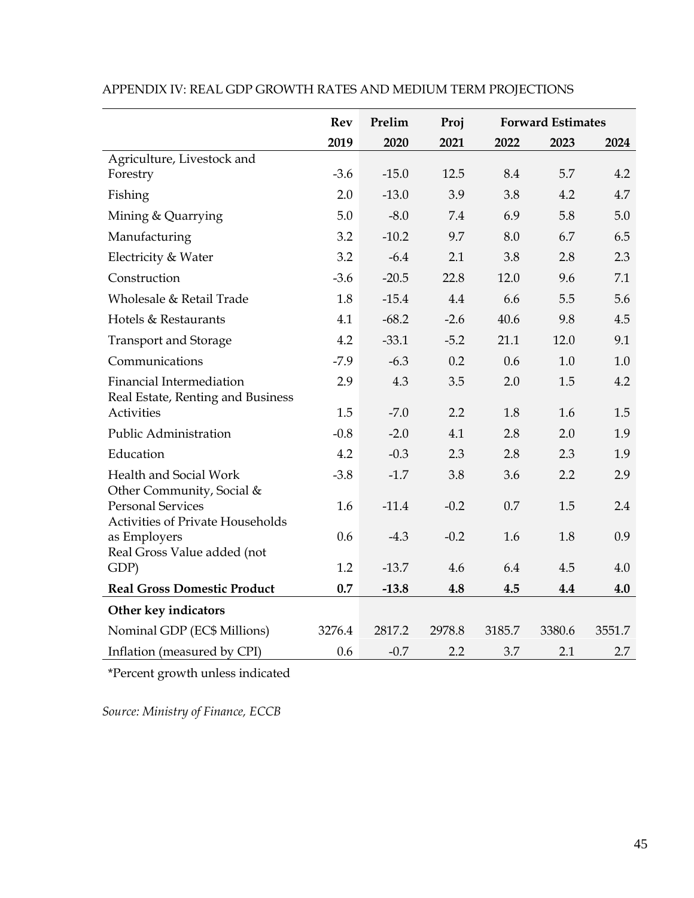APPENDIX IV: REAL GDP GROWTH RATES AND MEDIUM TERM PROJECTIONS

| | Rev | Prelim | Proj | Forward Estimates | | |
|---|---|---|---|---|---|---|
| | **2019** | **2020** | **2021** | **2022** | **2023** | **2024** |
| Agriculture, Livestock and Forestry | -3.6 | -15.0 | 12.5 | 8.4 | 5.7 | 4.2 |
| Fishing | 2.0 | -13.0 | 3.9 | 3.8 | 4.2 | 4.7 |
| Mining & Quarrying | 5.0 | -8.0 | 7.4 | 6.9 | 5.8 | 5.0 |
| Manufacturing | 3.2 | -10.2 | 9.7 | 8.0 | 6.7 | 6.5 |
| Electricity & Water | 3.2 | -6.4 | 2.1 | 3.8 | 2.8 | 2.3 |
| Construction | -3.6 | -20.5 | 22.8 | 12.0 | 9.6 | 7.1 |
| Wholesale & Retail Trade | 1.8 | -15.4 | 4.4 | 6.6 | 5.5 | 5.6 |
| Hotels & Restaurants | 4.1 | -68.2 | -2.6 | 40.6 | 9.8 | 4.5 |
| Transport and Storage | 4.2 | -33.1 | -5.2 | 21.1 | 12.0 | 9.1 |
| Communications | -7.9 | -6.3 | 0.2 | 0.6 | 1.0 | 1.0 |
| Financial Intermediation | 2.9 | 4.3 | 3.5 | 2.0 | 1.5 | 4.2 |
| Real Estate, Renting and Business Activities | 1.5 | -7.0 | 2.2 | 1.8 | 1.6 | 1.5 |
| Public Administration | -0.8 | -2.0 | 4.1 | 2.8 | 2.0 | 1.9 |
| Education | 4.2 | -0.3 | 2.3 | 2.8 | 2.3 | 1.9 |
| Health and Social Work | -3.8 | -1.7 | 3.8 | 3.6 | 2.2 | 2.9 |
| Other Community, Social & Personal Services | 1.6 | -11.4 | -0.2 | 0.7 | 1.5 | 2.4 |
| Activities of Private Households as Employers | 0.6 | -4.3 | -0.2 | 1.6 | 1.8 | 0.9 |
| Real Gross Value added (not GDP) | 1.2 | -13.7 | 4.6 | 6.4 | 4.5 | 4.0 |
| **Real Gross Domestic Product** | **0.7** | **-13.8** | **4.8** | **4.5** | **4.4** | **4.0** |
| **Other key indicators** | | | | | | |
| Nominal GDP (EC$ Millions) | 3276.4 | 2817.2 | 2978.8 | 3185.7 | 3380.6 | 3551.7 |
| Inflation (measured by CPI) | 0.6 | -0.7 | 2.2 | 3.7 | 2.1 | 2.7 |

*Percent growth unless indicated

*Source: Ministry of Finance, ECCB*